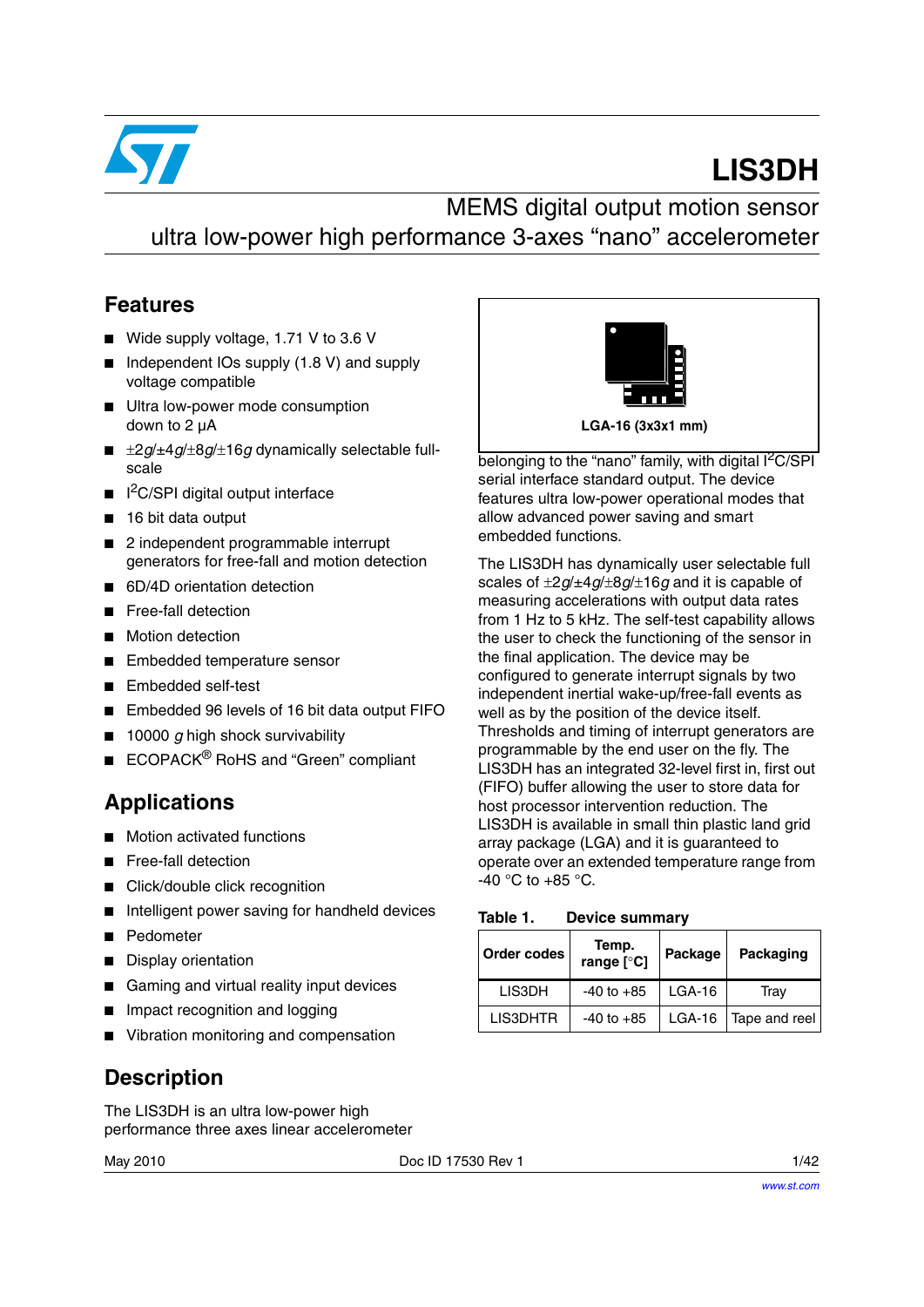# LIS3DH

## MEMS digital output motion sensor ultra low-power high performance 3-axes "nano" accelerometer

## Features

- Wide supply voltage, 1.71 V to 3.6 V
- Independent IOs supply (1.8 V) and supply voltage compatible
- Ultra low-power mode consumption down to 2 µA
- ±2*g*/±4*g*/±8*g*/±16*g* dynamically selectable full-scale
- I²C/SPI digital output interface
- 16 bit data output
- 2 independent programmable interrupt generators for free-fall and motion detection
- 6D/4D orientation detection
- Free-fall detection
- Motion detection
- Embedded temperature sensor
- Embedded self-test
- Embedded 96 levels of 16 bit data output FIFO
- 10000 *g* high shock survivability
- ECOPACK® RoHS and "Green" compliant

## Applications

- Motion activated functions
- Free-fall detection
- Click/double click recognition
- Intelligent power saving for handheld devices
- Pedometer
- Display orientation
- Gaming and virtual reality input devices
- Impact recognition and logging
- Vibration monitoring and compensation

LGA-16 (3x3x1 mm)

## Description

The LIS3DH is an ultra low-power high performance three axes linear accelerometer belonging to the "nano" family, with digital I²C/SPI serial interface standard output. The device features ultra low-power operational modes that allow advanced power saving and smart embedded functions.

The LIS3DH has dynamically user selectable full scales of ±2*g*/±4*g*/±8*g*/±16*g* and it is capable of measuring accelerations with output data rates from 1 Hz to 5 kHz. The self-test capability allows the user to check the functioning of the sensor in the final application. The device may be configured to generate interrupt signals by two independent inertial wake-up/free-fall events as well as by the position of the device itself. Thresholds and timing of interrupt generators are programmable by the end user on the fly. The LIS3DH has an integrated 32-level first in, first out (FIFO) buffer allowing the user to store data for host processor intervention reduction. The LIS3DH is available in small thin plastic land grid array package (LGA) and it is guaranteed to operate over an extended temperature range from -40 °C to +85 °C.

**Table 1. Device summary**

| Order codes | Temp. range [°C] | Package | Packaging |
|---|---|---|---|
| LIS3DH | -40 to +85 | LGA-16 | Tray |
| LIS3DHTR | -40 to +85 | LGA-16 | Tape and reel |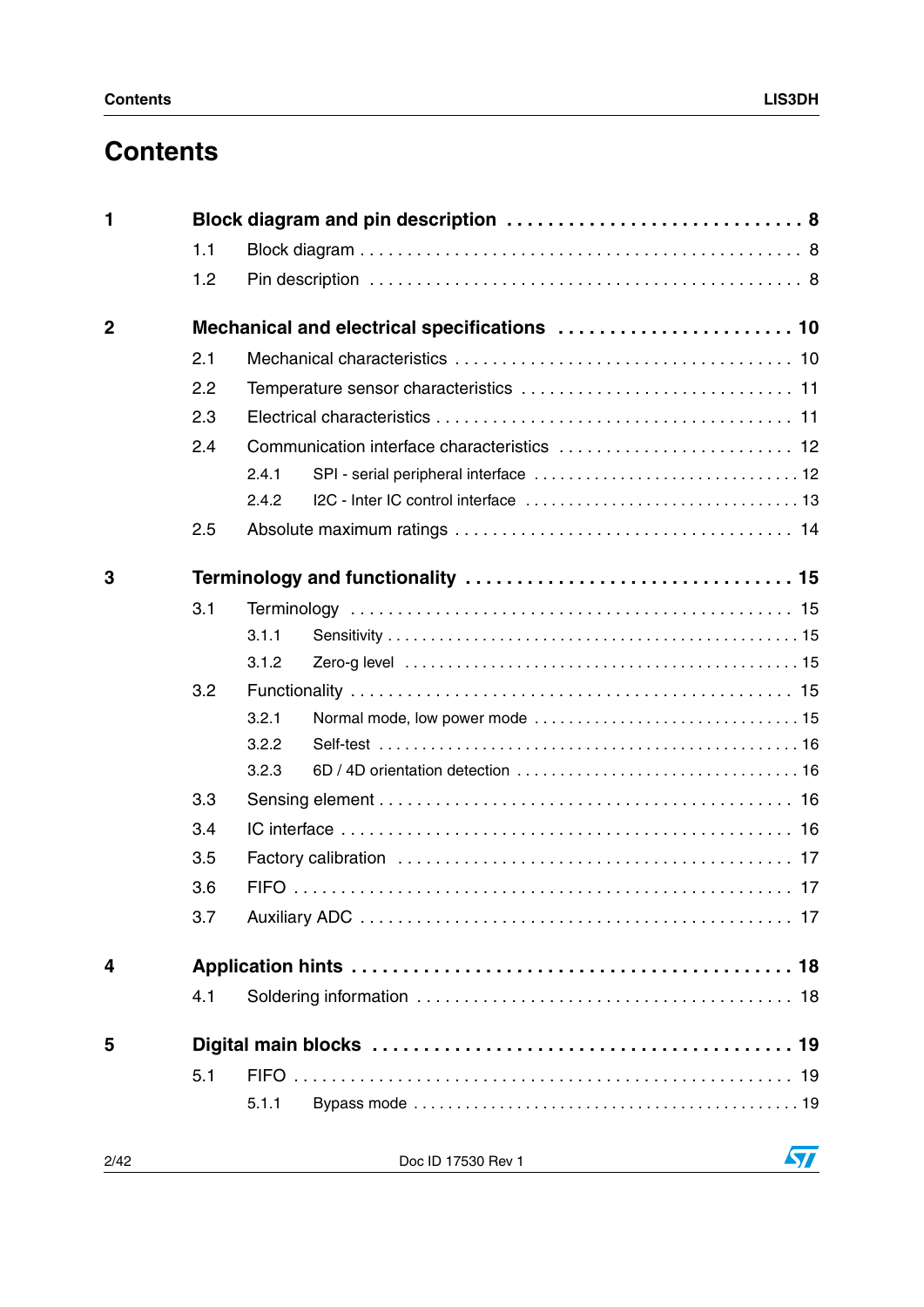# Contents

**1 Block diagram and pin description . . . . . . . . . . . . . . . . . . . . . . . . . . . . 8**

1.1 Block diagram . . . . . . . . . . . . . . . . . . . . . . . . . . . . . . . . . . . . . . . . . . . . 8

1.2 Pin description . . . . . . . . . . . . . . . . . . . . . . . . . . . . . . . . . . . . . . . . . . . 8

**2 Mechanical and electrical specifications . . . . . . . . . . . . . . . . . . . . . . . 10**

2.1 Mechanical characteristics . . . . . . . . . . . . . . . . . . . . . . . . . . . . . . . . . . . 10

2.2 Temperature sensor characteristics . . . . . . . . . . . . . . . . . . . . . . . . . . . . 11

2.3 Electrical characteristics . . . . . . . . . . . . . . . . . . . . . . . . . . . . . . . . . . . . 11

2.4 Communication interface characteristics . . . . . . . . . . . . . . . . . . . . . . . . 12

2.4.1 SPI - serial peripheral interface . . . . . . . . . . . . . . . . . . . . . . . . . . . . . . 12

2.4.2 I2C - Inter IC control interface . . . . . . . . . . . . . . . . . . . . . . . . . . . . . . . 13

2.5 Absolute maximum ratings . . . . . . . . . . . . . . . . . . . . . . . . . . . . . . . . . . 14

**3 Terminology and functionality . . . . . . . . . . . . . . . . . . . . . . . . . . . . . . . 15**

3.1 Terminology . . . . . . . . . . . . . . . . . . . . . . . . . . . . . . . . . . . . . . . . . . . . . 15

3.1.1 Sensitivity . . . . . . . . . . . . . . . . . . . . . . . . . . . . . . . . . . . . . . . . . . . . . . 15

3.1.2 Zero-g level . . . . . . . . . . . . . . . . . . . . . . . . . . . . . . . . . . . . . . . . . . . . . 15

3.2 Functionality . . . . . . . . . . . . . . . . . . . . . . . . . . . . . . . . . . . . . . . . . . . . . 15

3.2.1 Normal mode, low power mode . . . . . . . . . . . . . . . . . . . . . . . . . . . . . . . 15

3.2.2 Self-test . . . . . . . . . . . . . . . . . . . . . . . . . . . . . . . . . . . . . . . . . . . . . . . . 16

3.2.3 6D / 4D orientation detection . . . . . . . . . . . . . . . . . . . . . . . . . . . . . . . . 16

3.3 Sensing element . . . . . . . . . . . . . . . . . . . . . . . . . . . . . . . . . . . . . . . . . . 16

3.4 IC interface . . . . . . . . . . . . . . . . . . . . . . . . . . . . . . . . . . . . . . . . . . . . . . 16

3.5 Factory calibration . . . . . . . . . . . . . . . . . . . . . . . . . . . . . . . . . . . . . . . . 17

3.6 FIFO . . . . . . . . . . . . . . . . . . . . . . . . . . . . . . . . . . . . . . . . . . . . . . . . . . . 17

3.7 Auxiliary ADC . . . . . . . . . . . . . . . . . . . . . . . . . . . . . . . . . . . . . . . . . . . . 17

**4 Application hints . . . . . . . . . . . . . . . . . . . . . . . . . . . . . . . . . . . . . . . . . 18**

4.1 Soldering information . . . . . . . . . . . . . . . . . . . . . . . . . . . . . . . . . . . . . . 18

**5 Digital main blocks . . . . . . . . . . . . . . . . . . . . . . . . . . . . . . . . . . . . . . . 19**

5.1 FIFO . . . . . . . . . . . . . . . . . . . . . . . . . . . . . . . . . . . . . . . . . . . . . . . . . . . 19

5.1.1 Bypass mode . . . . . . . . . . . . . . . . . . . . . . . . . . . . . . . . . . . . . . . . . . . . 19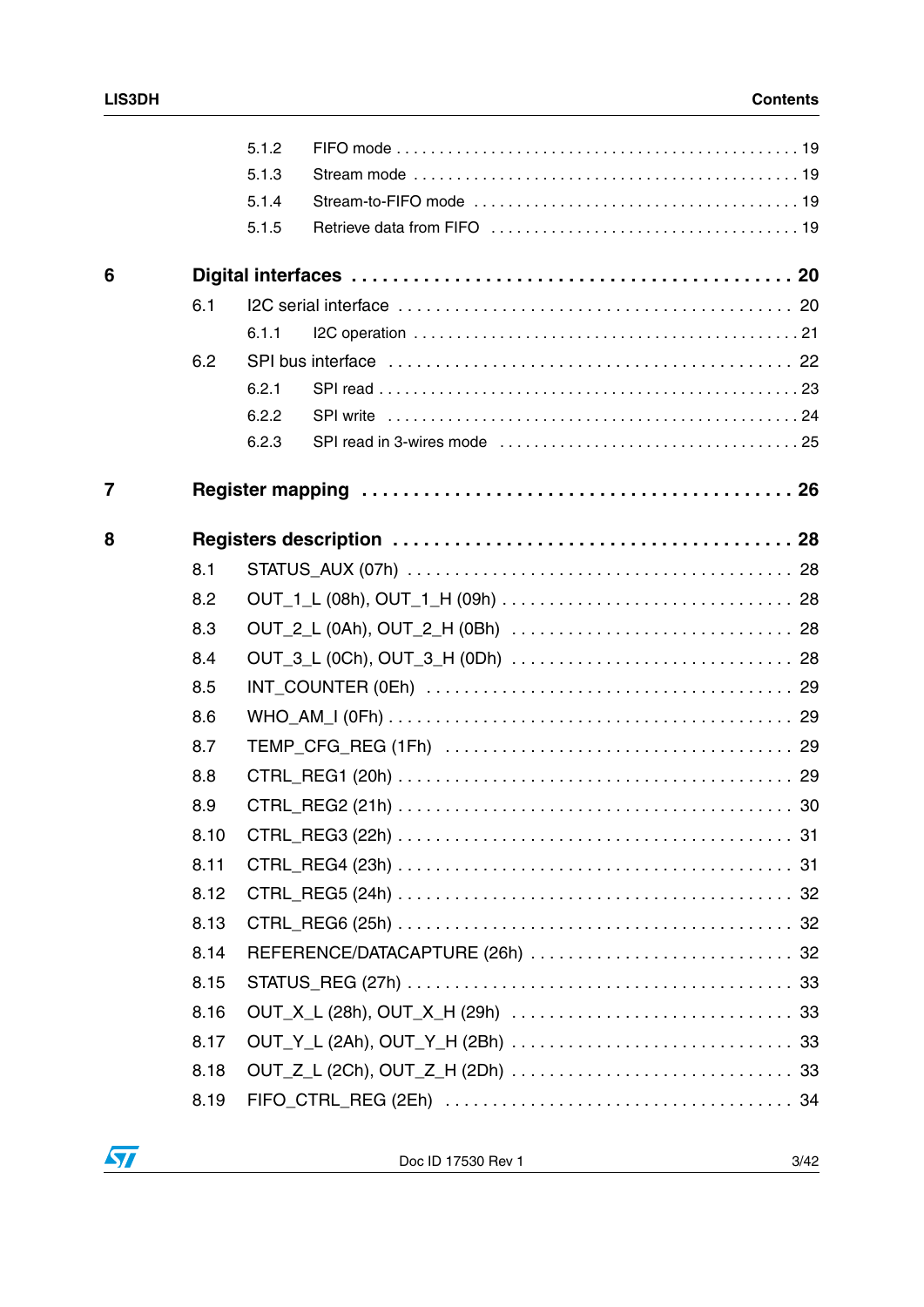| | | | |
|---|---|---|---|
| | 5.1.2 | FIFO mode | 19 |
| | 5.1.3 | Stream mode | 19 |
| | 5.1.4 | Stream-to-FIFO mode | 19 |
| | 5.1.5 | Retrieve data from FIFO | 19 |
| **6** | | **Digital interfaces** | **20** |
| | 6.1 | I2C serial interface | 20 |
| | 6.1.1 | I2C operation | 21 |
| | 6.2 | SPI bus interface | 22 |
| | 6.2.1 | SPI read | 23 |
| | 6.2.2 | SPI write | 24 |
| | 6.2.3 | SPI read in 3-wires mode | 25 |
| **7** | | **Register mapping** | **26** |
| **8** | | **Registers description** | **28** |
| | 8.1 | STATUS_AUX (07h) | 28 |
| | 8.2 | OUT_1_L (08h), OUT_1_H (09h) | 28 |
| | 8.3 | OUT_2_L (0Ah), OUT_2_H (0Bh) | 28 |
| | 8.4 | OUT_3_L (0Ch), OUT_3_H (0Dh) | 28 |
| | 8.5 | INT_COUNTER (0Eh) | 29 |
| | 8.6 | WHO_AM_I (0Fh) | 29 |
| | 8.7 | TEMP_CFG_REG (1Fh) | 29 |
| | 8.8 | CTRL_REG1 (20h) | 29 |
| | 8.9 | CTRL_REG2 (21h) | 30 |
| | 8.10 | CTRL_REG3 (22h) | 31 |
| | 8.11 | CTRL_REG4 (23h) | 31 |
| | 8.12 | CTRL_REG5 (24h) | 32 |
| | 8.13 | CTRL_REG6 (25h) | 32 |
| | 8.14 | REFERENCE/DATACAPTURE (26h) | 32 |
| | 8.15 | STATUS_REG (27h) | 33 |
| | 8.16 | OUT_X_L (28h), OUT_X_H (29h) | 33 |
| | 8.17 | OUT_Y_L (2Ah), OUT_Y_H (2Bh) | 33 |
| | 8.18 | OUT_Z_L (2Ch), OUT_Z_H (2Dh) | 33 |
| | 8.19 | FIFO_CTRL_REG (2Eh) | 34 |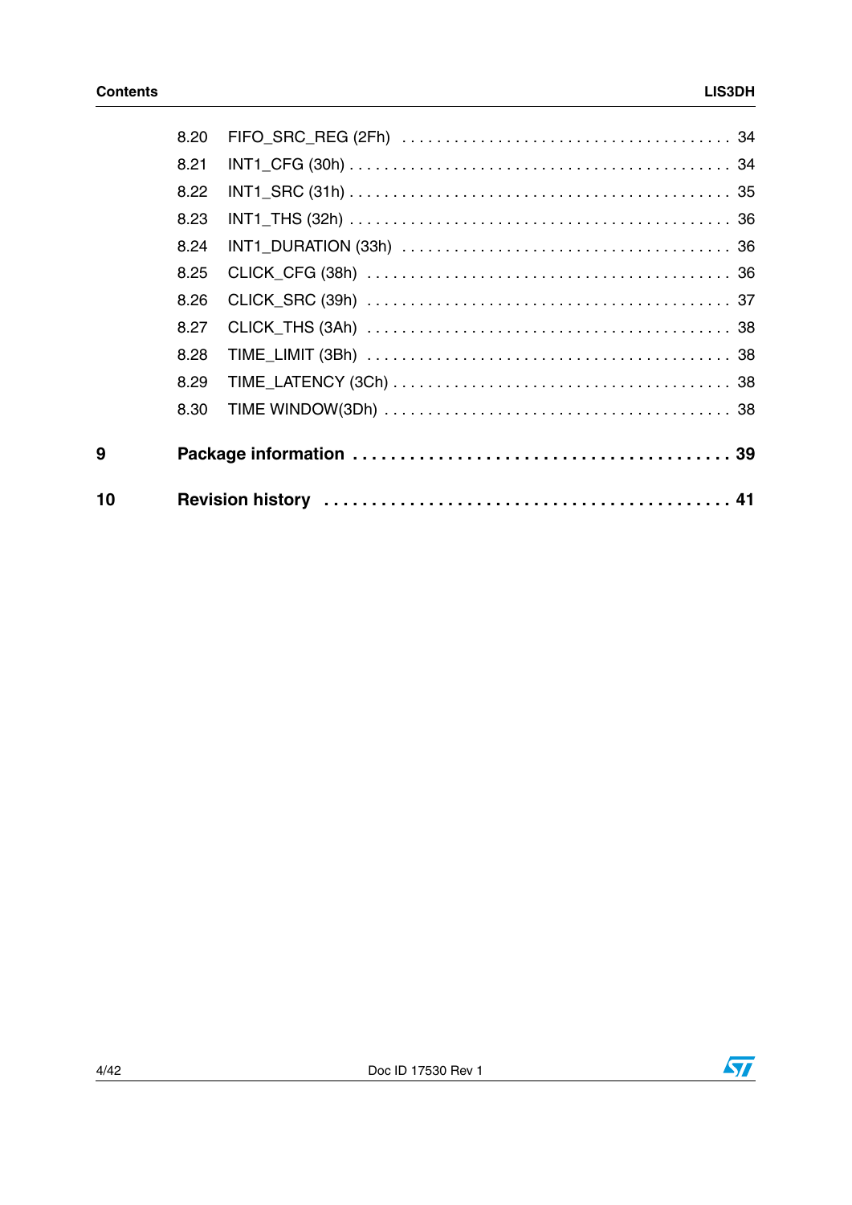| | | |
|---|---|---|
| 8.20 | FIFO_SRC_REG (2Fh) | 34 |
| 8.21 | INT1_CFG (30h) | 34 |
| 8.22 | INT1_SRC (31h) | 35 |
| 8.23 | INT1_THS (32h) | 36 |
| 8.24 | INT1_DURATION (33h) | 36 |
| 8.25 | CLICK_CFG (38h) | 36 |
| 8.26 | CLICK_SRC (39h) | 37 |
| 8.27 | CLICK_THS (3Ah) | 38 |
| 8.28 | TIME_LIMIT (3Bh) | 38 |
| 8.29 | TIME_LATENCY (3Ch) | 38 |
| 8.30 | TIME WINDOW(3Dh) | 38 |

**9 Package information** . . . . . . . . . . 39

**10 Revision history** . . . . . . . . . . 41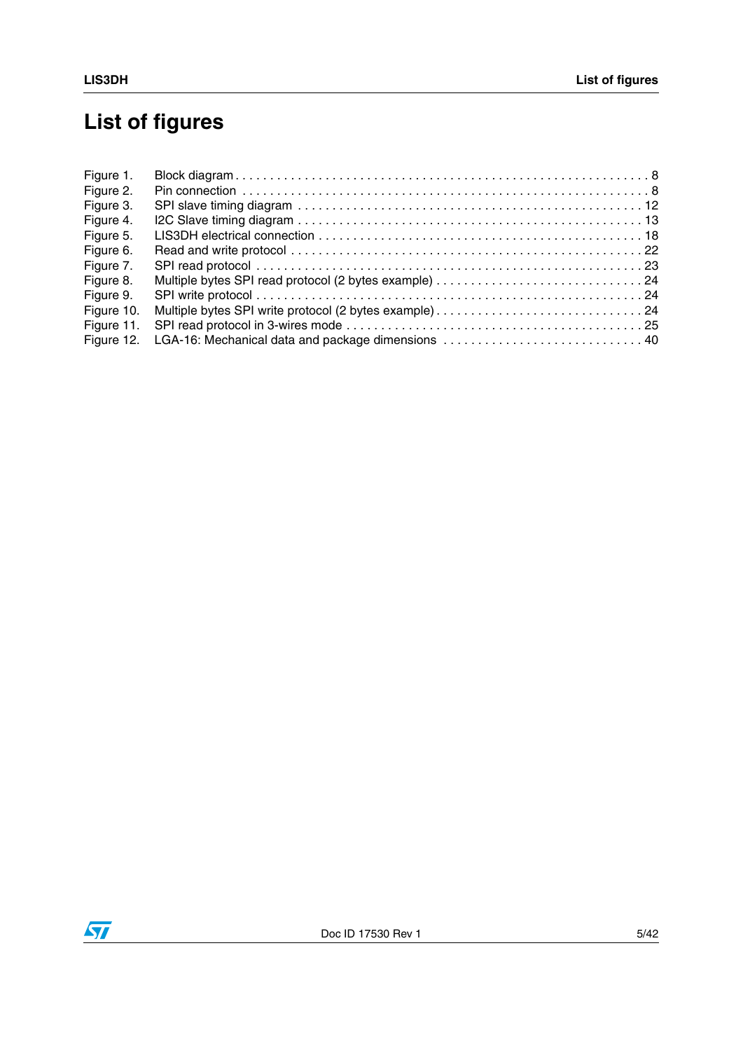# List of figures

| | | |
|---|---|---|
| Figure 1. | Block diagram | 8 |
| Figure 2. | Pin connection | 8 |
| Figure 3. | SPI slave timing diagram | 12 |
| Figure 4. | I2C Slave timing diagram | 13 |
| Figure 5. | LIS3DH electrical connection | 18 |
| Figure 6. | Read and write protocol | 22 |
| Figure 7. | SPI read protocol | 23 |
| Figure 8. | Multiple bytes SPI read protocol (2 bytes example) | 24 |
| Figure 9. | SPI write protocol | 24 |
| Figure 10. | Multiple bytes SPI write protocol (2 bytes example) | 24 |
| Figure 11. | SPI read protocol in 3-wires mode | 25 |
| Figure 12. | LGA-16: Mechanical data and package dimensions | 40 |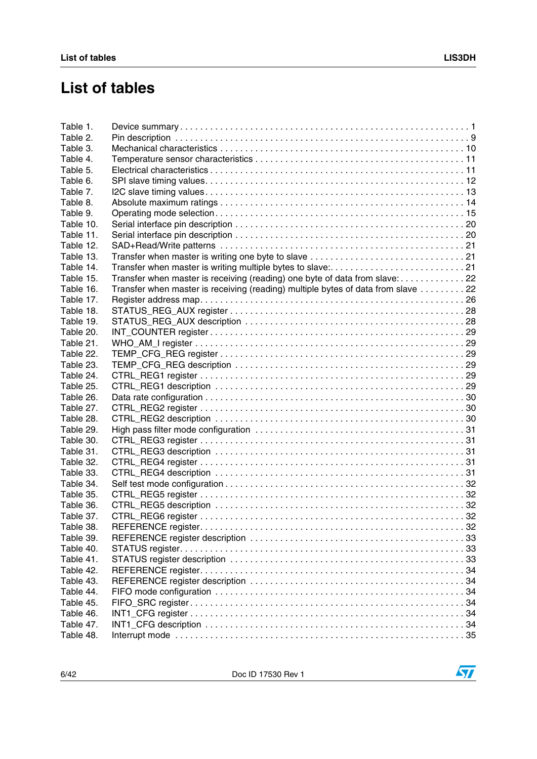# List of tables

| | | |
|---|---|---|
| Table 1. | Device summary | 1 |
| Table 2. | Pin description | 9 |
| Table 3. | Mechanical characteristics | 10 |
| Table 4. | Temperature sensor characteristics | 11 |
| Table 5. | Electrical characteristics | 11 |
| Table 6. | SPI slave timing values | 12 |
| Table 7. | I2C slave timing values | 13 |
| Table 8. | Absolute maximum ratings | 14 |
| Table 9. | Operating mode selection | 15 |
| Table 10. | Serial interface pin description | 20 |
| Table 11. | Serial interface pin description | 20 |
| Table 12. | SAD+Read/Write patterns | 21 |
| Table 13. | Transfer when master is writing one byte to slave | 21 |
| Table 14. | Transfer when master is writing multiple bytes to slave: | 21 |
| Table 15. | Transfer when master is receiving (reading) one byte of data from slave: | 22 |
| Table 16. | Transfer when master is receiving (reading) multiple bytes of data from slave | 22 |
| Table 17. | Register address map | 26 |
| Table 18. | STATUS_REG_AUX register | 28 |
| Table 19. | STATUS_REG_AUX description | 28 |
| Table 20. | INT_COUNTER register | 29 |
| Table 21. | WHO_AM_I register | 29 |
| Table 22. | TEMP_CFG_REG register | 29 |
| Table 23. | TEMP_CFG_REG description | 29 |
| Table 24. | CTRL_REG1 register | 29 |
| Table 25. | CTRL_REG1 description | 29 |
| Table 26. | Data rate configuration | 30 |
| Table 27. | CTRL_REG2 register | 30 |
| Table 28. | CTRL_REG2 description | 30 |
| Table 29. | High pass filter mode configuration | 31 |
| Table 30. | CTRL_REG3 register | 31 |
| Table 31. | CTRL_REG3 description | 31 |
| Table 32. | CTRL_REG4 register | 31 |
| Table 33. | CTRL_REG4 description | 31 |
| Table 34. | Self test mode configuration | 32 |
| Table 35. | CTRL_REG5 register | 32 |
| Table 36. | CTRL_REG5 description | 32 |
| Table 37. | CTRL_REG6 register | 32 |
| Table 38. | REFERENCE register | 32 |
| Table 39. | REFERENCE register description | 33 |
| Table 40. | STATUS register | 33 |
| Table 41. | STATUS register description | 33 |
| Table 42. | REFERENCE register | 34 |
| Table 43. | REFERENCE register description | 34 |
| Table 44. | FIFO mode configuration | 34 |
| Table 45. | FIFO_SRC register | 34 |
| Table 46. | INT1_CFG register | 34 |
| Table 47. | INT1_CFG description | 34 |
| Table 48. | Interrupt mode | 35 |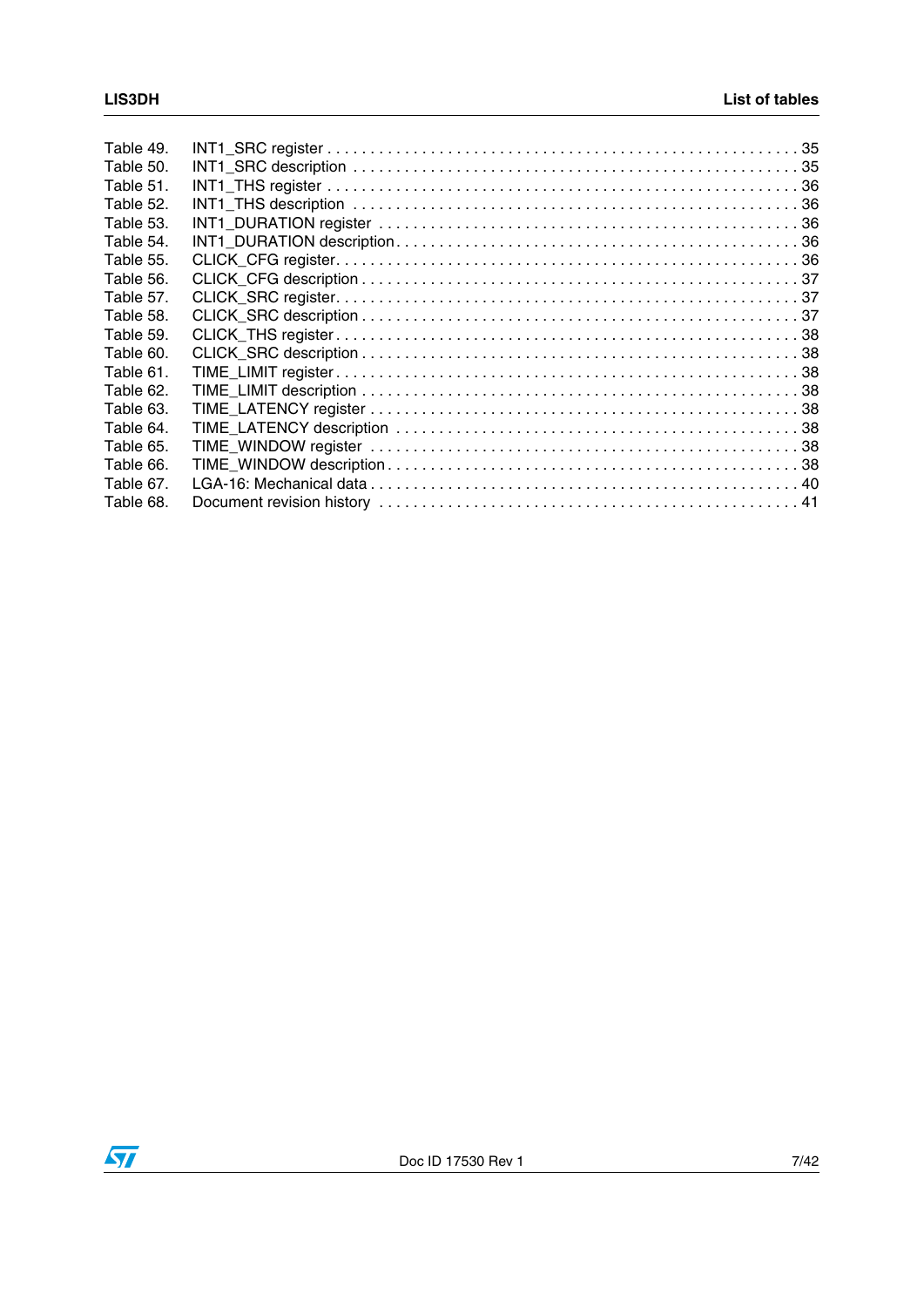Table 49. INT1_SRC register . . . . . . . . . . . . . . . . . . . . . . . . . . . . . . . . . . . . . . . . . . . . . . . . . . . . . . 35
Table 50. INT1_SRC description . . . . . . . . . . . . . . . . . . . . . . . . . . . . . . . . . . . . . . . . . . . . . . . . . . . 35
Table 51. INT1_THS register . . . . . . . . . . . . . . . . . . . . . . . . . . . . . . . . . . . . . . . . . . . . . . . . . . . . . . 36
Table 52. INT1_THS description . . . . . . . . . . . . . . . . . . . . . . . . . . . . . . . . . . . . . . . . . . . . . . . . . . . 36
Table 53. INT1_DURATION register . . . . . . . . . . . . . . . . . . . . . . . . . . . . . . . . . . . . . . . . . . . . . . . . 36
Table 54. INT1_DURATION description . . . . . . . . . . . . . . . . . . . . . . . . . . . . . . . . . . . . . . . . . . . . . . 36
Table 55. CLICK_CFG register . . . . . . . . . . . . . . . . . . . . . . . . . . . . . . . . . . . . . . . . . . . . . . . . . . . . . 36
Table 56. CLICK_CFG description . . . . . . . . . . . . . . . . . . . . . . . . . . . . . . . . . . . . . . . . . . . . . . . . . . 37
Table 57. CLICK_SRC register . . . . . . . . . . . . . . . . . . . . . . . . . . . . . . . . . . . . . . . . . . . . . . . . . . . . . 37
Table 58. CLICK_SRC description . . . . . . . . . . . . . . . . . . . . . . . . . . . . . . . . . . . . . . . . . . . . . . . . . . 37
Table 59. CLICK_THS register . . . . . . . . . . . . . . . . . . . . . . . . . . . . . . . . . . . . . . . . . . . . . . . . . . . . . 38
Table 60. CLICK_SRC description . . . . . . . . . . . . . . . . . . . . . . . . . . . . . . . . . . . . . . . . . . . . . . . . . . 38
Table 61. TIME_LIMIT register . . . . . . . . . . . . . . . . . . . . . . . . . . . . . . . . . . . . . . . . . . . . . . . . . . . . . 38
Table 62. TIME_LIMIT description . . . . . . . . . . . . . . . . . . . . . . . . . . . . . . . . . . . . . . . . . . . . . . . . . . 38
Table 63. TIME_LATENCY register . . . . . . . . . . . . . . . . . . . . . . . . . . . . . . . . . . . . . . . . . . . . . . . . . 38
Table 64. TIME_LATENCY description . . . . . . . . . . . . . . . . . . . . . . . . . . . . . . . . . . . . . . . . . . . . . . 38
Table 65. TIME_WINDOW register . . . . . . . . . . . . . . . . . . . . . . . . . . . . . . . . . . . . . . . . . . . . . . . . . 38
Table 66. TIME_WINDOW description . . . . . . . . . . . . . . . . . . . . . . . . . . . . . . . . . . . . . . . . . . . . . . 38
Table 67. LGA-16: Mechanical data . . . . . . . . . . . . . . . . . . . . . . . . . . . . . . . . . . . . . . . . . . . . . . . . 40
Table 68. Document revision history . . . . . . . . . . . . . . . . . . . . . . . . . . . . . . . . . . . . . . . . . . . . . . . 41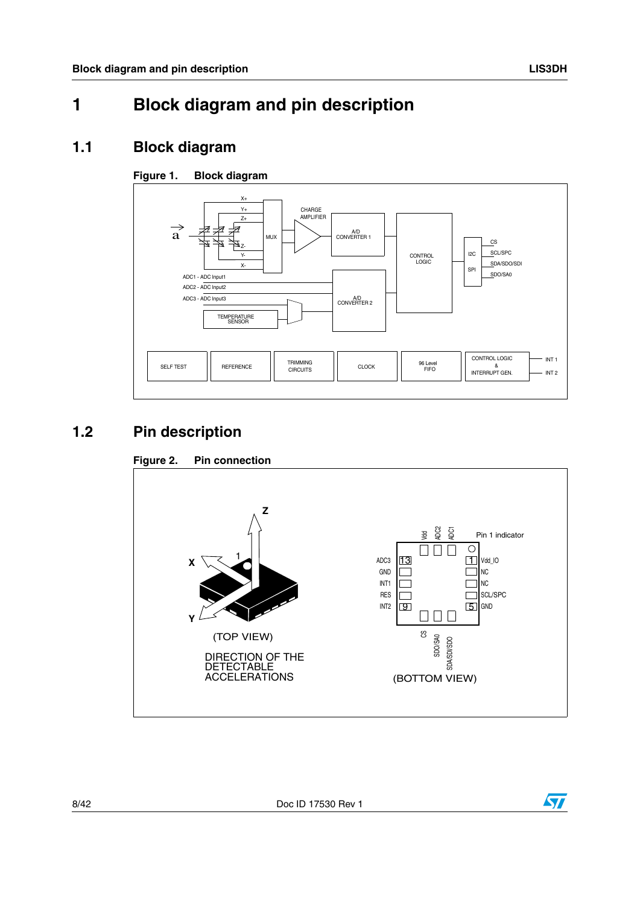# 1 Block diagram and pin description

## 1.1 Block diagram

**Figure 1. Block diagram**

## 1.2 Pin description

**Figure 2. Pin connection**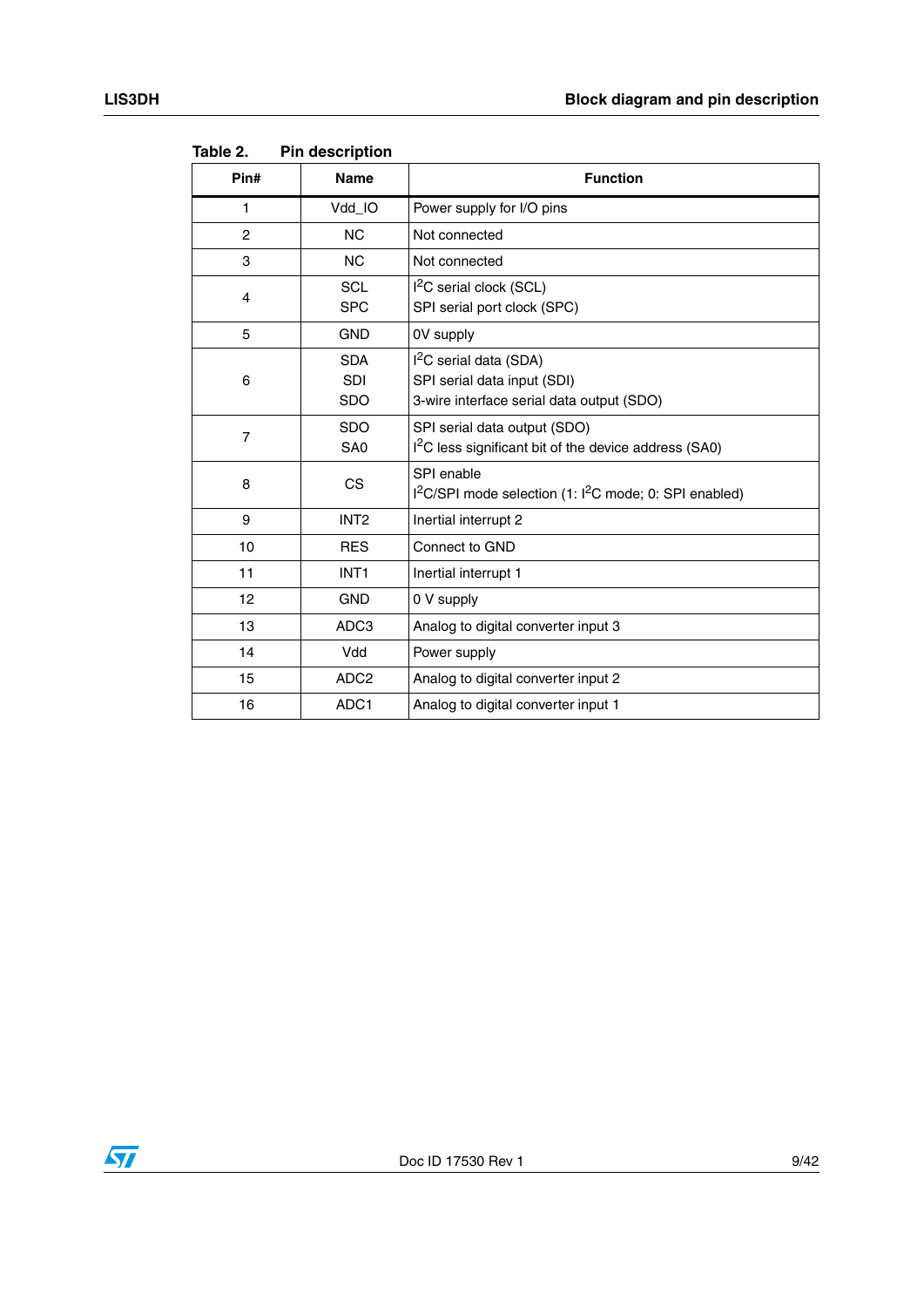Table 2. Pin description

| Pin# | Name | Function |
| --- | --- | --- |
| 1 | Vdd_IO | Power supply for I/O pins |
| 2 | NC | Not connected |
| 3 | NC | Not connected |
| 4 | SCL<br>SPC | $I^2C$ serial clock (SCL)<br>SPI serial port clock (SPC) |
| 5 | GND | 0V supply |
| 6 | SDA<br>SDI<br>SDO | $I^2C$ serial data (SDA)<br>SPI serial data input (SDI)<br>3-wire interface serial data output (SDO) |
| 7 | SDO<br>SA0 | SPI serial data output (SDO)<br>$I^2C$ less significant bit of the device address (SA0) |
| 8 | CS | SPI enable<br>$I^2C$/SPI mode selection (1: $I^2C$ mode; 0: SPI enabled) |
| 9 | INT2 | Inertial interrupt 2 |
| 10 | RES | Connect to GND |
| 11 | INT1 | Inertial interrupt 1 |
| 12 | GND | 0 V supply |
| 13 | ADC3 | Analog to digital converter input 3 |
| 14 | Vdd | Power supply |
| 15 | ADC2 | Analog to digital converter input 2 |
| 16 | ADC1 | Analog to digital converter input 1 |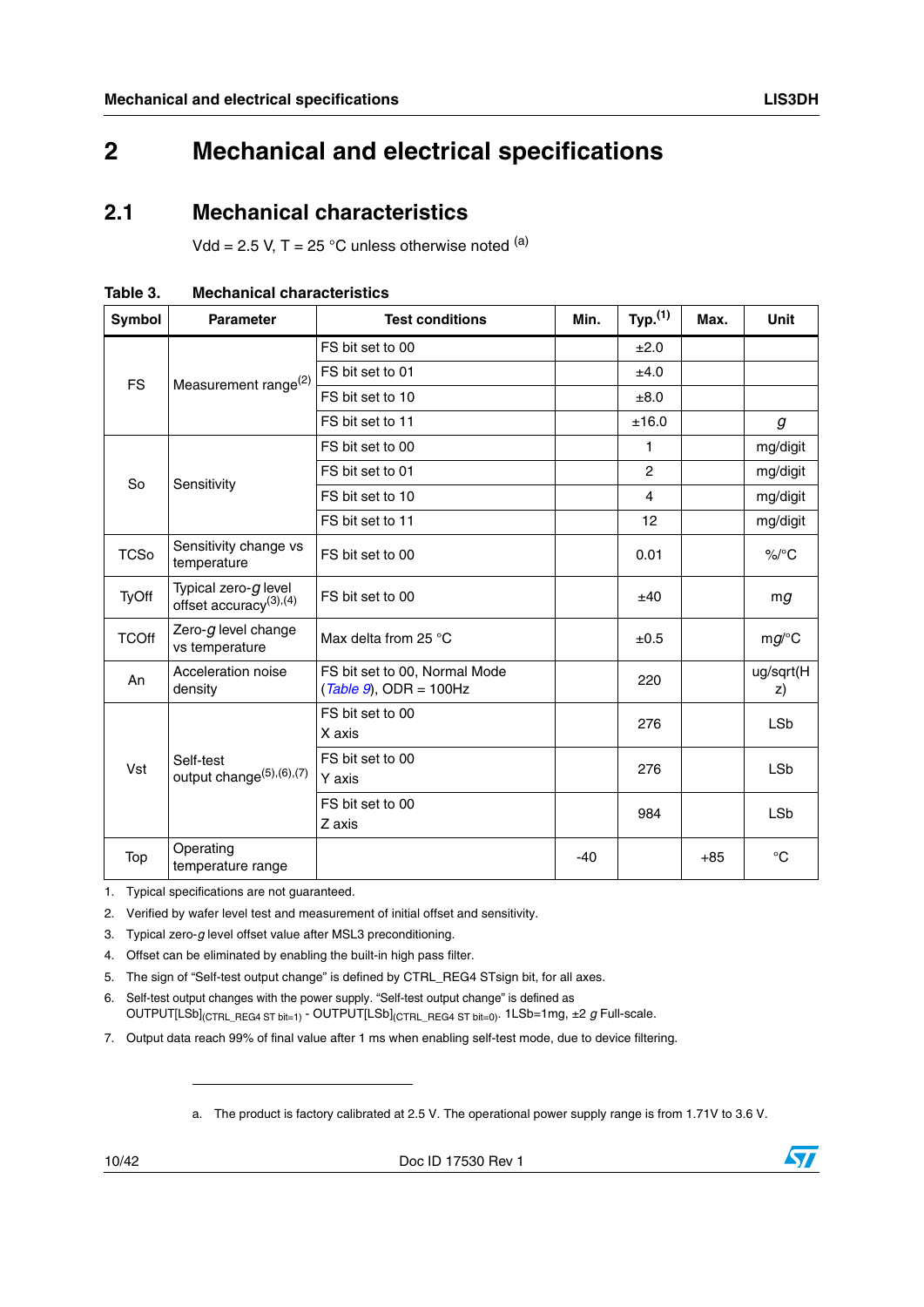# 2 Mechanical and electrical specifications

## 2.1 Mechanical characteristics

Vdd = 2.5 V, T = 25 °C unless otherwise noted [(a)]

**Table 3. Mechanical characteristics**

| Symbol | Parameter | Test conditions | Min. | Typ.[(1)] | Max. | Unit |
|---|---|---|---|---|---|---|
| FS | Measurement range[(2)] | FS bit set to 00 | | ±2.0 | | |
| | | FS bit set to 01 | | ±4.0 | | |
| | | FS bit set to 10 | | ±8.0 | | |
| | | FS bit set to 11 | | ±16.0 | | *g* |
| So | Sensitivity | FS bit set to 00 | | 1 | | mg/digit |
| | | FS bit set to 01 | | 2 | | mg/digit |
| | | FS bit set to 10 | | 4 | | mg/digit |
| | | FS bit set to 11 | | 12 | | mg/digit |
| TCSo | Sensitivity change vs temperature | FS bit set to 00 | | 0.01 | | %/°C |
| TyOff | Typical zero-*g* level offset accuracy[(3),(4)] | FS bit set to 00 | | ±40 | | m*g* |
| TCOff | Zero-*g* level change vs temperature | Max delta from 25 °C | | ±0.5 | | m*g*/°C |
| An | Acceleration noise density | FS bit set to 00, Normal Mode (*Table 9*), ODR = 100Hz | | 220 | | ug/sqrt(Hz) |
| Vst | Self-test output change[(5),(6),(7)] | FS bit set to 00 X axis | | 276 | | LSb |
| | | FS bit set to 00 Y axis | | 276 | | LSb |
| | | FS bit set to 00 Z axis | | 984 | | LSb |
| Top | Operating temperature range | | -40 | | +85 | °C |

1. Typical specifications are not guaranteed.
2. Verified by wafer level test and measurement of initial offset and sensitivity.
3. Typical zero-*g* level offset value after MSL3 preconditioning.
4. Offset can be eliminated by enabling the built-in high pass filter.
5. The sign of "Self-test output change" is defined by CTRL_REG4 STsign bit, for all axes.
6. Self-test output changes with the power supply. "Self-test output change" is defined as $OUTPUT[LSb]_{(CTRL\_REG4\ ST\ bit=1)}$ - $OUTPUT[LSb]_{(CTRL\_REG4\ ST\ bit=0)}$. 1LSb=1mg, ±2 *g* Full-scale.
7. Output data reach 99% of final value after 1 ms when enabling self-test mode, due to device filtering.

---

a. The product is factory calibrated at 2.5 V. The operational power supply range is from 1.71V to 3.6 V.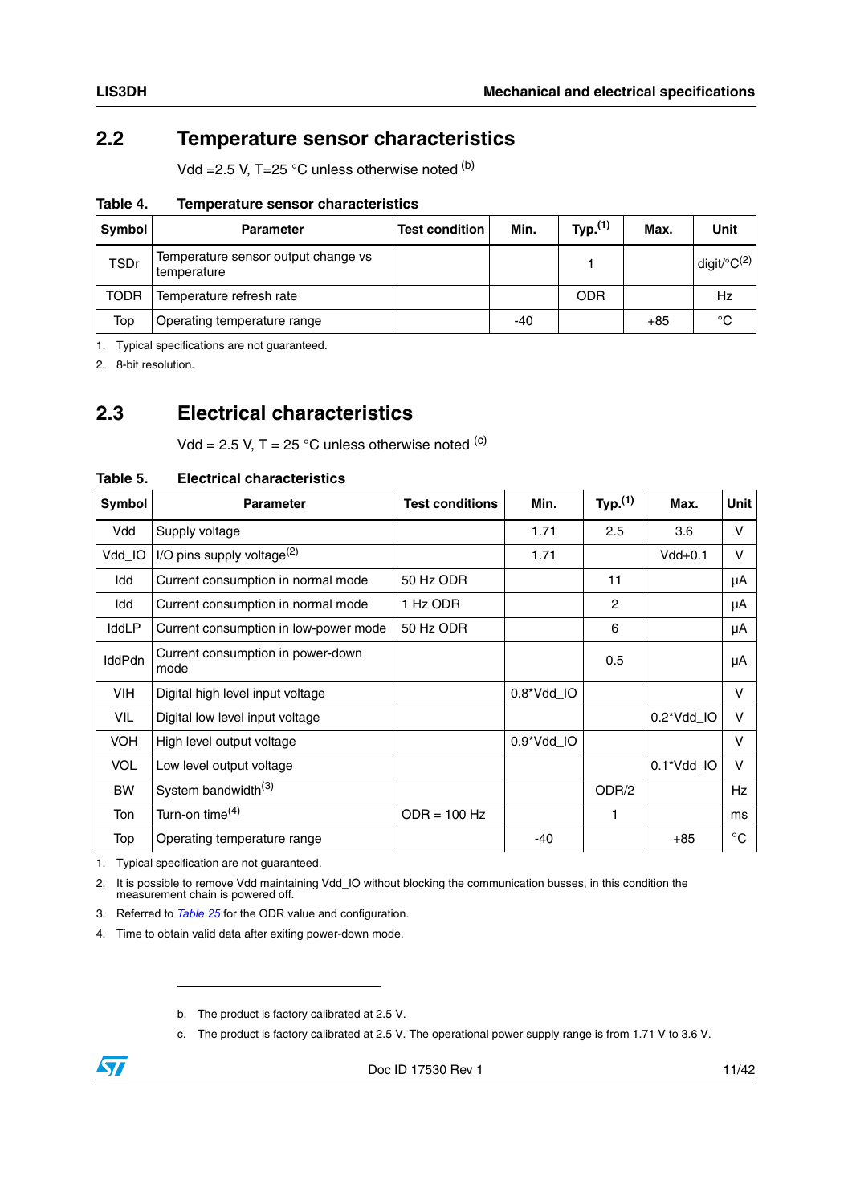## 2.2 Temperature sensor characteristics

Vdd =2.5 V, T=25 °C unless otherwise noted [b]

**Table 4. Temperature sensor characteristics**

| Symbol | Parameter | Test condition | Min. | Typ.[1] | Max. | Unit |
|---|---|---|---|---|---|---|
| TSDr | Temperature sensor output change vs temperature | | | 1 | | digit/°C[2] |
| TODR | Temperature refresh rate | | | ODR | | Hz |
| Top | Operating temperature range | | -40 | | +85 | °C |

1. Typical specifications are not guaranteed.
2. 8-bit resolution.

## 2.3 Electrical characteristics

Vdd = 2.5 V, T = 25 °C unless otherwise noted [c]

**Table 5. Electrical characteristics**

| Symbol | Parameter | Test conditions | Min. | Typ.[1] | Max. | Unit |
|---|---|---|---|---|---|---|
| Vdd | Supply voltage | | 1.71 | 2.5 | 3.6 | V |
| Vdd_IO | I/O pins supply voltage[2] | | 1.71 | | Vdd+0.1 | V |
| Idd | Current consumption in normal mode | 50 Hz ODR | | 11 | | µA |
| Idd | Current consumption in normal mode | 1 Hz ODR | | 2 | | µA |
| IddLP | Current consumption in low-power mode | 50 Hz ODR | | 6 | | µA |
| IddPdn | Current consumption in power-down mode | | | 0.5 | | µA |
| VIH | Digital high level input voltage | | 0.8*Vdd_IO | | | V |
| VIL | Digital low level input voltage | | | | 0.2*Vdd_IO | V |
| VOH | High level output voltage | | 0.9*Vdd_IO | | | V |
| VOL | Low level output voltage | | | | 0.1*Vdd_IO | V |
| BW | System bandwidth[3] | | | ODR/2 | | Hz |
| Ton | Turn-on time[4] | ODR = 100 Hz | | 1 | | ms |
| Top | Operating temperature range | | -40 | | +85 | °C |

1. Typical specification are not guaranteed.
2. It is possible to remove Vdd maintaining Vdd_IO without blocking the communication busses, in this condition the measurement chain is powered off.
3. Referred to *Table 25* for the ODR value and configuration.
4. Time to obtain valid data after exiting power-down mode.

---

b. The product is factory calibrated at 2.5 V.

c. The product is factory calibrated at 2.5 V. The operational power supply range is from 1.71 V to 3.6 V.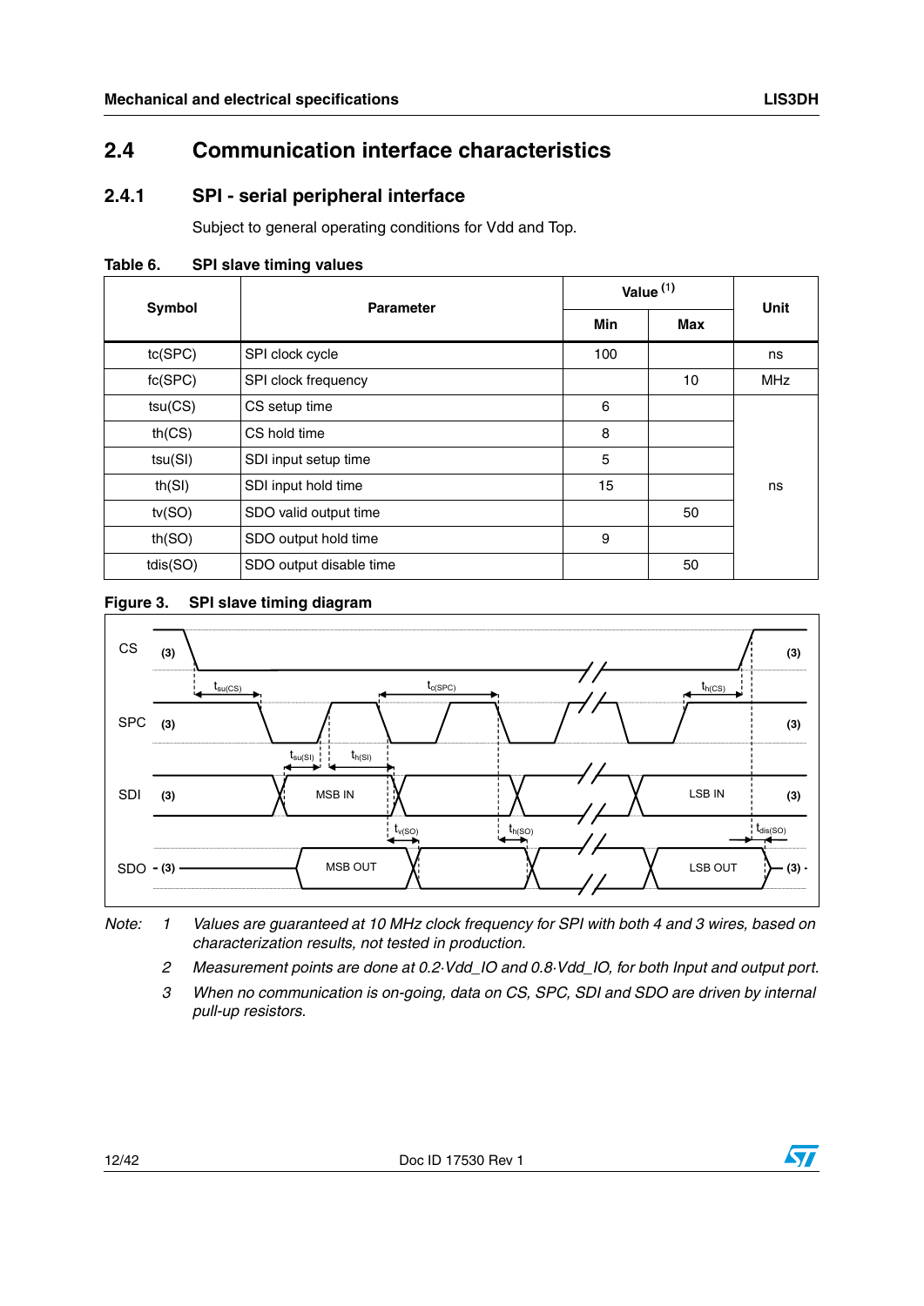## 2.4 Communication interface characteristics

### 2.4.1 SPI - serial peripheral interface

Subject to general operating conditions for Vdd and Top.

**Table 6. SPI slave timing values**

| Symbol | Parameter | Value [1] | | Unit |
|---|---|---|---|---|
| | | Min | Max | |
| tc(SPC) | SPI clock cycle | 100 | | ns |
| fc(SPC) | SPI clock frequency | | 10 | MHz |
| tsu(CS) | CS setup time | 6 | | ns |
| th(CS) | CS hold time | 8 | | ns |
| tsu(SI) | SDI input setup time | 5 | | ns |
| th(SI) | SDI input hold time | 15 | | ns |
| tv(SO) | SDO valid output time | | 50 | ns |
| th(SO) | SDO output hold time | 9 | | ns |
| tdis(SO) | SDO output disable time | | 50 | ns |

**Figure 3. SPI slave timing diagram**

Note:
1. *Values are guaranteed at 10 MHz clock frequency for SPI with both 4 and 3 wires, based on characterization results, not tested in production.*
2. *Measurement points are done at 0.2·Vdd_IO and 0.8·Vdd_IO, for both Input and output port.*
3. *When no communication is on-going, data on CS, SPC, SDI and SDO are driven by internal pull-up resistors.*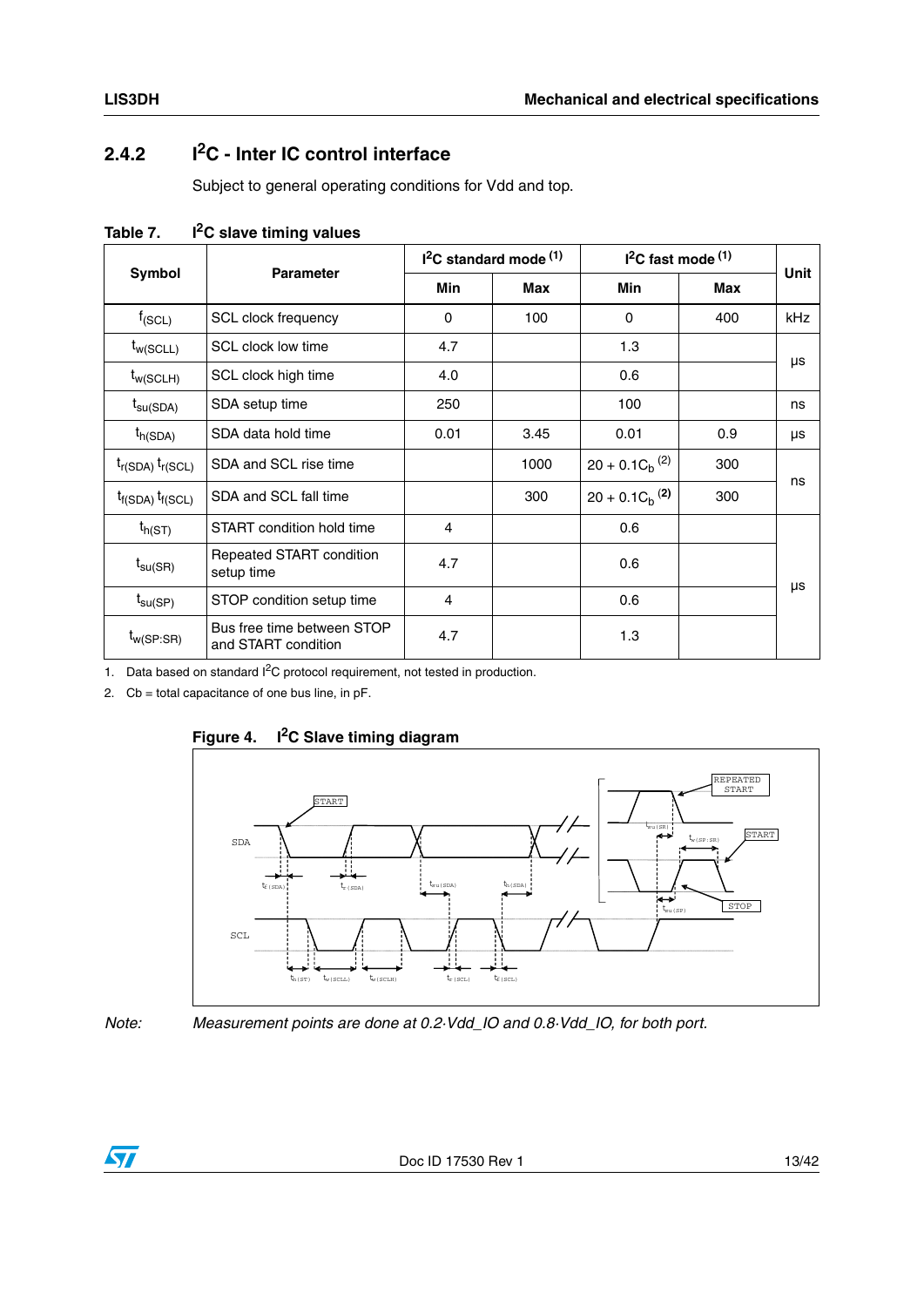### 2.4.2 $I^2C$ - Inter IC control interface

Subject to general operating conditions for Vdd and top.

**Table 7. $I^2C$ slave timing values**

| Symbol | Parameter | $I^2C$ standard mode [(1)] | | $I^2C$ fast mode [(1)] | | Unit |
|---|---|---|---|---|---|---|
| | | Min | Max | Min | Max | |
| $f_{(SCL)}$ | SCL clock frequency | 0 | 100 | 0 | 400 | kHz |
| $t_{w(SCLL)}$ | SCL clock low time | 4.7 | | 1.3 | | μs |
| $t_{w(SCLH)}$ | SCL clock high time | 4.0 | | 0.6 | | μs |
| $t_{su(SDA)}$ | SDA setup time | 250 | | 100 | | ns |
| $t_{h(SDA)}$ | SDA data hold time | 0.01 | 3.45 | 0.01 | 0.9 | μs |
| $t_{r(SDA)}$ $t_{r(SCL)}$ | SDA and SCL rise time | | 1000 | $20 + 0.1C_b$ [(2)] | 300 | ns |
| $t_{f(SDA)}$ $t_{f(SCL)}$ | SDA and SCL fall time | | 300 | $20 + 0.1C_b$ [(2)] | 300 | ns |
| $t_{h(ST)}$ | START condition hold time | 4 | | 0.6 | | μs |
| $t_{su(SR)}$ | Repeated START condition setup time | 4.7 | | 0.6 | | μs |
| $t_{su(SP)}$ | STOP condition setup time | 4 | | 0.6 | | μs |
| $t_{w(SP:SR)}$ | Bus free time between STOP and START condition | 4.7 | | 1.3 | | μs |

1. Data based on standard $I^2C$ protocol requirement, not tested in production.
2. Cb = total capacitance of one bus line, in pF.

**Figure 4. $I^2C$ Slave timing diagram**

*Note: Measurement points are done at 0.2·Vdd_IO and 0.8·Vdd_IO, for both port.*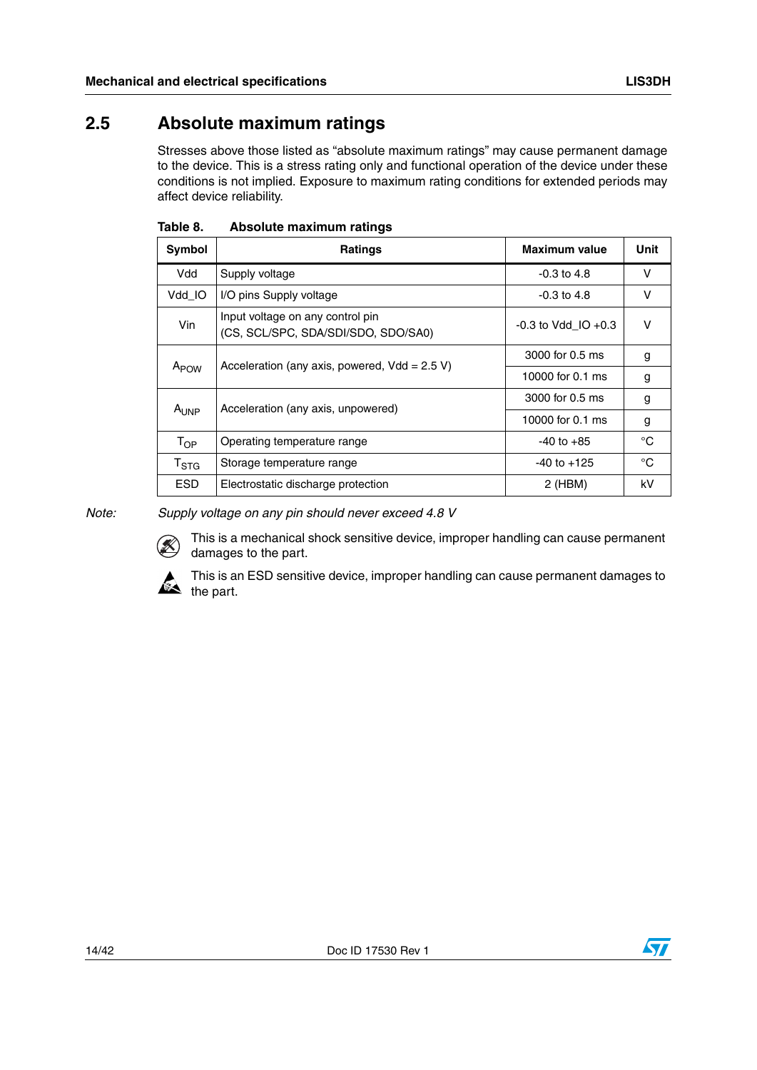## 2.5 Absolute maximum ratings

Stresses above those listed as "absolute maximum ratings" may cause permanent damage to the device. This is a stress rating only and functional operation of the device under these conditions is not implied. Exposure to maximum rating conditions for extended periods may affect device reliability.

**Table 8. Absolute maximum ratings**

| Symbol | Ratings | Maximum value | Unit |
|---|---|---|---|
| Vdd | Supply voltage | -0.3 to 4.8 | V |
| Vdd_IO | I/O pins Supply voltage | -0.3 to 4.8 | V |
| Vin | Input voltage on any control pin (CS, SCL/SPC, SDA/SDI/SDO, SDO/SA0) | -0.3 to Vdd_IO +0.3 | V |
| $A_{POW}$ | Acceleration (any axis, powered, Vdd = 2.5 V) | 3000 for 0.5 ms | g |
| | | 10000 for 0.1 ms | g |
| $A_{UNP}$ | Acceleration (any axis, unpowered) | 3000 for 0.5 ms | g |
| | | 10000 for 0.1 ms | g |
| $T_{OP}$ | Operating temperature range | -40 to +85 | °C |
| $T_{STG}$ | Storage temperature range | -40 to +125 | °C |
| ESD | Electrostatic discharge protection | 2 (HBM) | kV |

*Note: Supply voltage on any pin should never exceed 4.8 V*

This is a mechanical shock sensitive device, improper handling can cause permanent damages to the part.

This is an ESD sensitive device, improper handling can cause permanent damages to the part.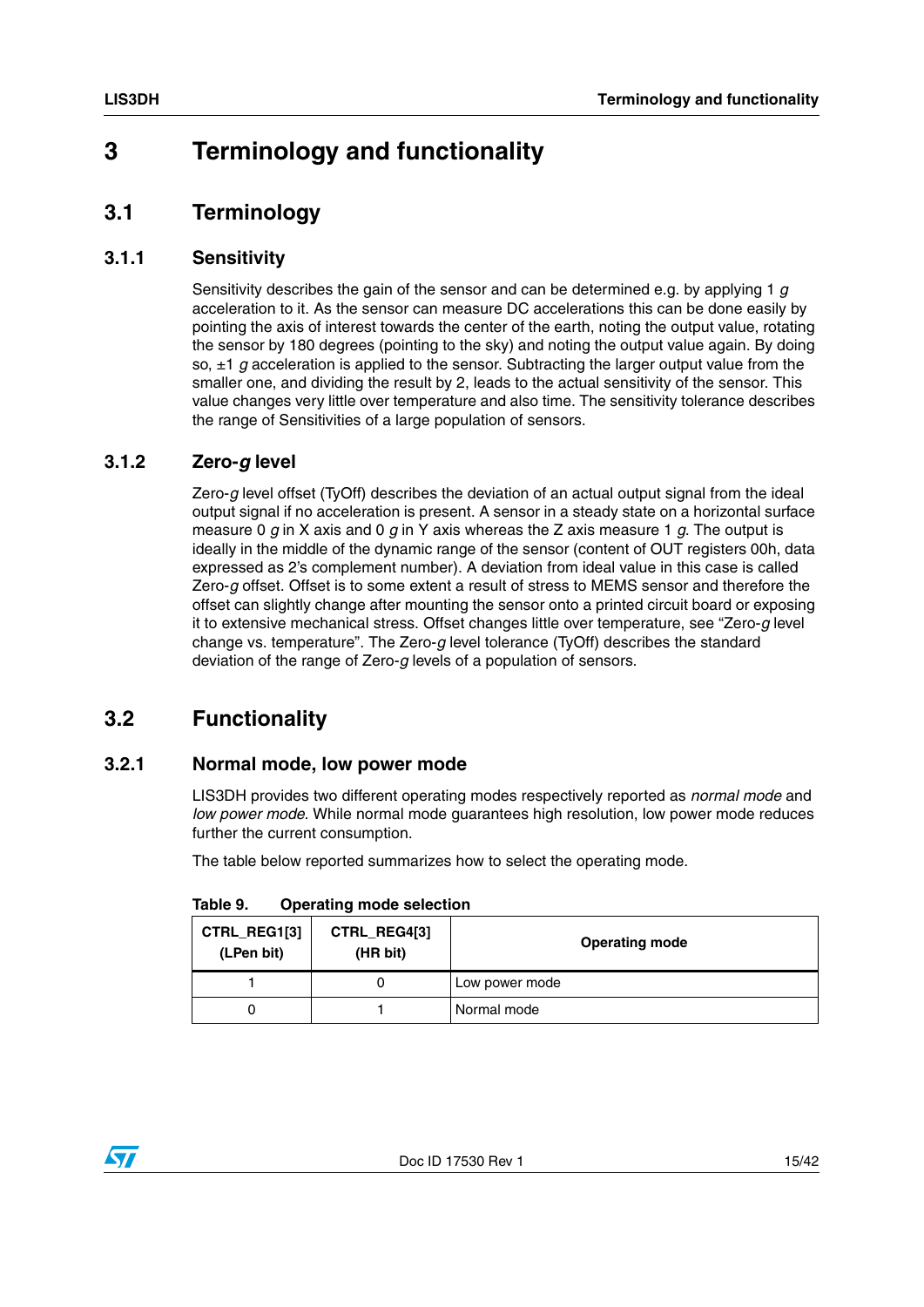# 3 Terminology and functionality

## 3.1 Terminology

### 3.1.1 Sensitivity

Sensitivity describes the gain of the sensor and can be determined e.g. by applying 1 *g* acceleration to it. As the sensor can measure DC accelerations this can be done easily by pointing the axis of interest towards the center of the earth, noting the output value, rotating the sensor by 180 degrees (pointing to the sky) and noting the output value again. By doing so, ±1 *g* acceleration is applied to the sensor. Subtracting the larger output value from the smaller one, and dividing the result by 2, leads to the actual sensitivity of the sensor. This value changes very little over temperature and also time. The sensitivity tolerance describes the range of Sensitivities of a large population of sensors.

### 3.1.2 Zero-*g* level

Zero-*g* level offset (TyOff) describes the deviation of an actual output signal from the ideal output signal if no acceleration is present. A sensor in a steady state on a horizontal surface measure 0 *g* in X axis and 0 *g* in Y axis whereas the Z axis measure 1 *g*. The output is ideally in the middle of the dynamic range of the sensor (content of OUT registers 00h, data expressed as 2's complement number). A deviation from ideal value in this case is called Zero-*g* offset. Offset is to some extent a result of stress to MEMS sensor and therefore the offset can slightly change after mounting the sensor onto a printed circuit board or exposing it to extensive mechanical stress. Offset changes little over temperature, see "Zero-*g* level change vs. temperature". The Zero-*g* level tolerance (TyOff) describes the standard deviation of the range of Zero-*g* levels of a population of sensors.

## 3.2 Functionality

### 3.2.1 Normal mode, low power mode

LIS3DH provides two different operating modes respectively reported as *normal mode* and *low power mode*. While normal mode guarantees high resolution, low power mode reduces further the current consumption.

The table below reported summarizes how to select the operating mode.

**Table 9. Operating mode selection**

| CTRL_REG1[3] (LPen bit) | CTRL_REG4[3] (HR bit) | Operating mode |
|---|---|---|
| 1 | 0 | Low power mode |
| 0 | 1 | Normal mode |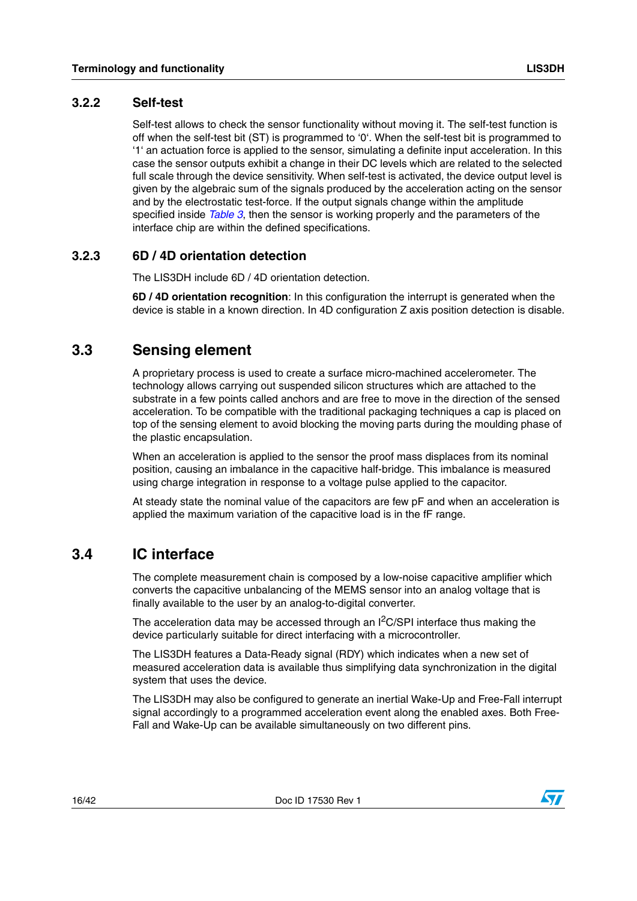### 3.2.2 Self-test

Self-test allows to check the sensor functionality without moving it. The self-test function is off when the self-test bit (ST) is programmed to '0'. When the self-test bit is programmed to '1' an actuation force is applied to the sensor, simulating a definite input acceleration. In this case the sensor outputs exhibit a change in their DC levels which are related to the selected full scale through the device sensitivity. When self-test is activated, the device output level is given by the algebraic sum of the signals produced by the acceleration acting on the sensor and by the electrostatic test-force. If the output signals change within the amplitude specified inside *Table 3*, then the sensor is working properly and the parameters of the interface chip are within the defined specifications.

### 3.2.3 6D / 4D orientation detection

The LIS3DH include 6D / 4D orientation detection.

**6D / 4D orientation recognition**: In this configuration the interrupt is generated when the device is stable in a known direction. In 4D configuration Z axis position detection is disable.

## 3.3 Sensing element

A proprietary process is used to create a surface micro-machined accelerometer. The technology allows carrying out suspended silicon structures which are attached to the substrate in a few points called anchors and are free to move in the direction of the sensed acceleration. To be compatible with the traditional packaging techniques a cap is placed on top of the sensing element to avoid blocking the moving parts during the moulding phase of the plastic encapsulation.

When an acceleration is applied to the sensor the proof mass displaces from its nominal position, causing an imbalance in the capacitive half-bridge. This imbalance is measured using charge integration in response to a voltage pulse applied to the capacitor.

At steady state the nominal value of the capacitors are few pF and when an acceleration is applied the maximum variation of the capacitive load is in the fF range.

## 3.4 IC interface

The complete measurement chain is composed by a low-noise capacitive amplifier which converts the capacitive unbalancing of the MEMS sensor into an analog voltage that is finally available to the user by an analog-to-digital converter.

The acceleration data may be accessed through an $I^2C$/SPI interface thus making the device particularly suitable for direct interfacing with a microcontroller.

The LIS3DH features a Data-Ready signal (RDY) which indicates when a new set of measured acceleration data is available thus simplifying data synchronization in the digital system that uses the device.

The LIS3DH may also be configured to generate an inertial Wake-Up and Free-Fall interrupt signal accordingly to a programmed acceleration event along the enabled axes. Both Free-Fall and Wake-Up can be available simultaneously on two different pins.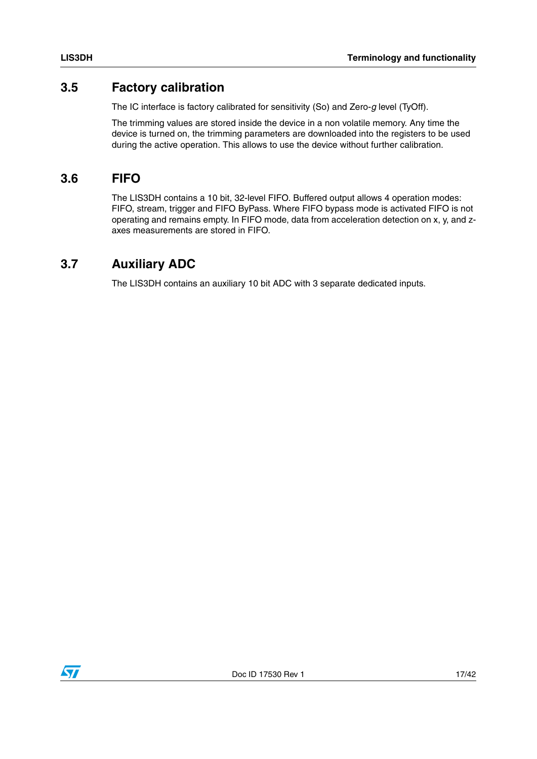## 3.5 Factory calibration

The IC interface is factory calibrated for sensitivity (So) and Zero-*g* level (TyOff).

The trimming values are stored inside the device in a non volatile memory. Any time the device is turned on, the trimming parameters are downloaded into the registers to be used during the active operation. This allows to use the device without further calibration.

## 3.6 FIFO

The LIS3DH contains a 10 bit, 32-level FIFO. Buffered output allows 4 operation modes: FIFO, stream, trigger and FIFO ByPass. Where FIFO bypass mode is activated FIFO is not operating and remains empty. In FIFO mode, data from acceleration detection on x, y, and z-axes measurements are stored in FIFO.

## 3.7 Auxiliary ADC

The LIS3DH contains an auxiliary 10 bit ADC with 3 separate dedicated inputs.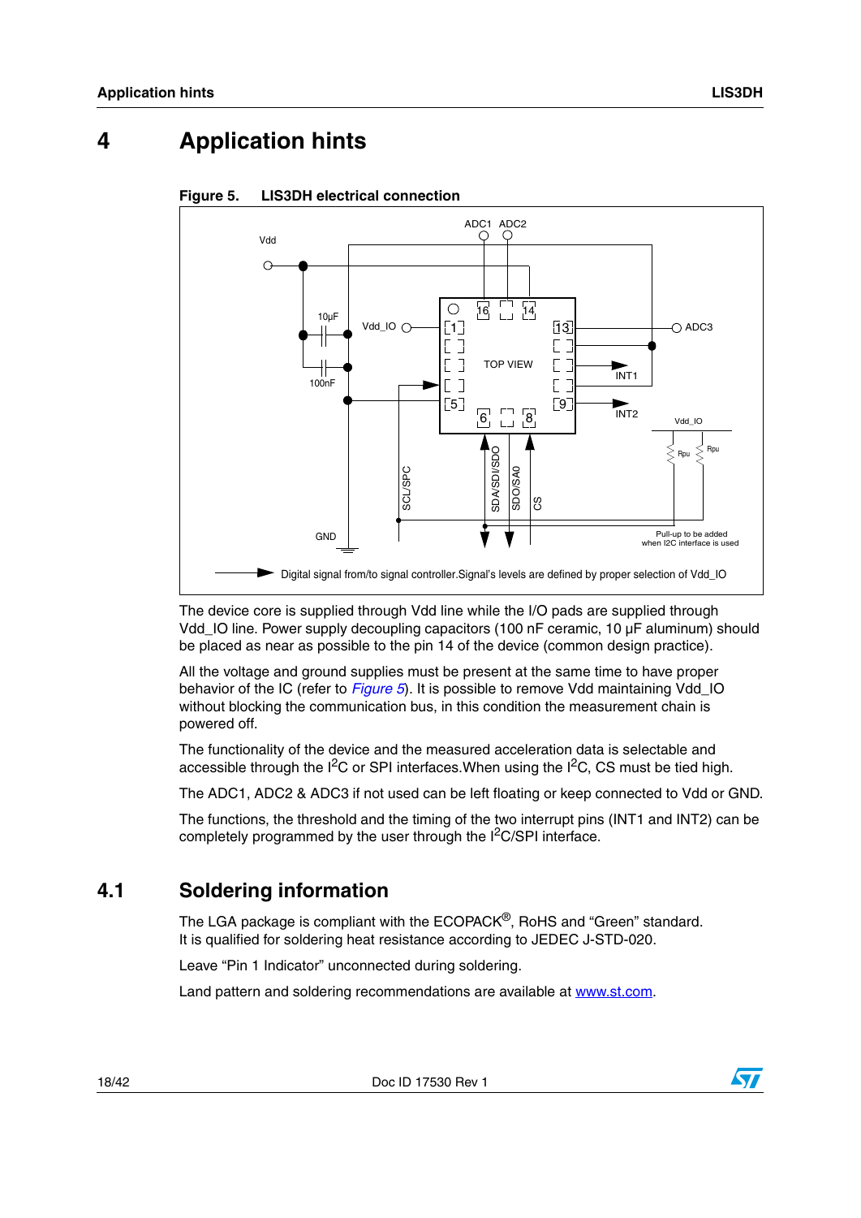# 4 Application hints

**Figure 5. LIS3DH electrical connection**

The device core is supplied through Vdd line while the I/O pads are supplied through Vdd_IO line. Power supply decoupling capacitors (100 nF ceramic, 10 µF aluminum) should be placed as near as possible to the pin 14 of the device (common design practice).

All the voltage and ground supplies must be present at the same time to have proper behavior of the IC (refer to *Figure 5*). It is possible to remove Vdd maintaining Vdd_IO without blocking the communication bus, in this condition the measurement chain is powered off.

The functionality of the device and the measured acceleration data is selectable and accessible through the $I^2C$ or SPI interfaces.When using the $I^2C$, CS must be tied high.

The ADC1, ADC2 & ADC3 if not used can be left floating or keep connected to Vdd or GND.

The functions, the threshold and the timing of the two interrupt pins (INT1 and INT2) can be completely programmed by the user through the $I^2C$/SPI interface.

## 4.1 Soldering information

The LGA package is compliant with the ECOPACK®, RoHS and “Green” standard. It is qualified for soldering heat resistance according to JEDEC J-STD-020.

Leave “Pin 1 Indicator” unconnected during soldering.

Land pattern and soldering recommendations are available at www.st.com.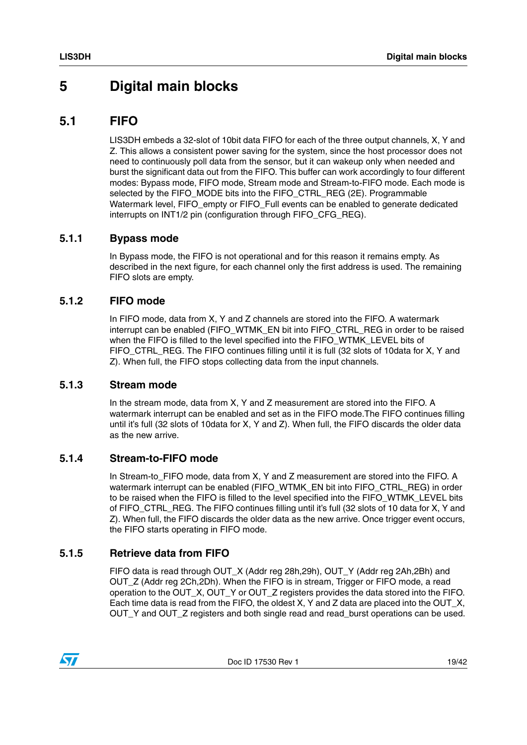# 5 Digital main blocks

## 5.1 FIFO

LIS3DH embeds a 32-slot of 10bit data FIFO for each of the three output channels, X, Y and Z. This allows a consistent power saving for the system, since the host processor does not need to continuously poll data from the sensor, but it can wakeup only when needed and burst the significant data out from the FIFO. This buffer can work accordingly to four different modes: Bypass mode, FIFO mode, Stream mode and Stream-to-FIFO mode. Each mode is selected by the FIFO_MODE bits into the FIFO_CTRL_REG (2E). Programmable Watermark level, FIFO_empty or FIFO_Full events can be enabled to generate dedicated interrupts on INT1/2 pin (configuration through FIFO_CFG_REG).

### 5.1.1 Bypass mode

In Bypass mode, the FIFO is not operational and for this reason it remains empty. As described in the next figure, for each channel only the first address is used. The remaining FIFO slots are empty.

### 5.1.2 FIFO mode

In FIFO mode, data from X, Y and Z channels are stored into the FIFO. A watermark interrupt can be enabled (FIFO_WTMK_EN bit into FIFO_CTRL_REG in order to be raised when the FIFO is filled to the level specified into the FIFO_WTMK_LEVEL bits of FIFO_CTRL_REG. The FIFO continues filling until it is full (32 slots of 10data for X, Y and Z). When full, the FIFO stops collecting data from the input channels.

### 5.1.3 Stream mode

In the stream mode, data from X, Y and Z measurement are stored into the FIFO. A watermark interrupt can be enabled and set as in the FIFO mode.The FIFO continues filling until it's full (32 slots of 10data for X, Y and Z). When full, the FIFO discards the older data as the new arrive.

### 5.1.4 Stream-to-FIFO mode

In Stream-to_FIFO mode, data from X, Y and Z measurement are stored into the FIFO. A watermark interrupt can be enabled (FIFO_WTMK_EN bit into FIFO_CTRL_REG) in order to be raised when the FIFO is filled to the level specified into the FIFO_WTMK_LEVEL bits of FIFO_CTRL_REG. The FIFO continues filling until it's full (32 slots of 10 data for X, Y and Z). When full, the FIFO discards the older data as the new arrive. Once trigger event occurs, the FIFO starts operating in FIFO mode.

### 5.1.5 Retrieve data from FIFO

FIFO data is read through OUT_X (Addr reg 28h,29h), OUT_Y (Addr reg 2Ah,2Bh) and OUT_Z (Addr reg 2Ch,2Dh). When the FIFO is in stream, Trigger or FIFO mode, a read operation to the OUT_X, OUT_Y or OUT_Z registers provides the data stored into the FIFO. Each time data is read from the FIFO, the oldest X, Y and Z data are placed into the OUT_X, OUT_Y and OUT_Z registers and both single read and read_burst operations can be used.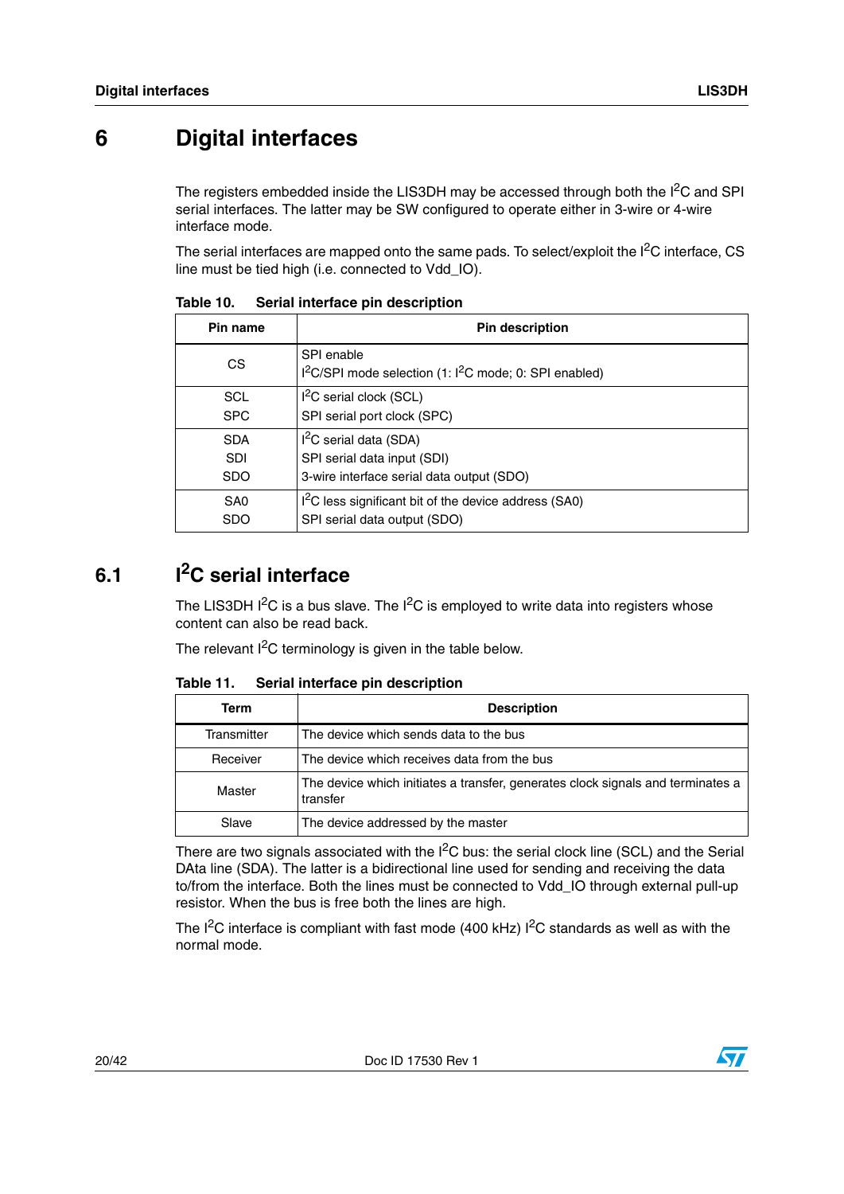# 6 Digital interfaces

The registers embedded inside the LIS3DH may be accessed through both the $I^2C$ and SPI serial interfaces. The latter may be SW configured to operate either in 3-wire or 4-wire interface mode.

The serial interfaces are mapped onto the same pads. To select/exploit the $I^2C$ interface, CS line must be tied high (i.e. connected to Vdd_IO).

**Table 10. Serial interface pin description**

| Pin name | Pin description |
|---|---|
| CS | SPI enable<br>$I^2C$/SPI mode selection (1: $I^2C$ mode; 0: SPI enabled) |
| SCL<br>SPC | $I^2C$ serial clock (SCL)<br>SPI serial port clock (SPC) |
| SDA<br>SDI<br>SDO | $I^2C$ serial data (SDA)<br>SPI serial data input (SDI)<br>3-wire interface serial data output (SDO) |
| SA0<br>SDO | $I^2C$ less significant bit of the device address (SA0)<br>SPI serial data output (SDO) |

## 6.1 $I^2C$ serial interface

The LIS3DH $I^2C$ is a bus slave. The $I^2C$ is employed to write data into registers whose content can also be read back.

The relevant $I^2C$ terminology is given in the table below.

**Table 11. Serial interface pin description**

| Term | Description |
|---|---|
| Transmitter | The device which sends data to the bus |
| Receiver | The device which receives data from the bus |
| Master | The device which initiates a transfer, generates clock signals and terminates a transfer |
| Slave | The device addressed by the master |

There are two signals associated with the $I^2C$ bus: the serial clock line (SCL) and the Serial DAta line (SDA). The latter is a bidirectional line used for sending and receiving the data to/from the interface. Both the lines must be connected to Vdd_IO through external pull-up resistor. When the bus is free both the lines are high.

The $I^2C$ interface is compliant with fast mode (400 kHz) $I^2C$ standards as well as with the normal mode.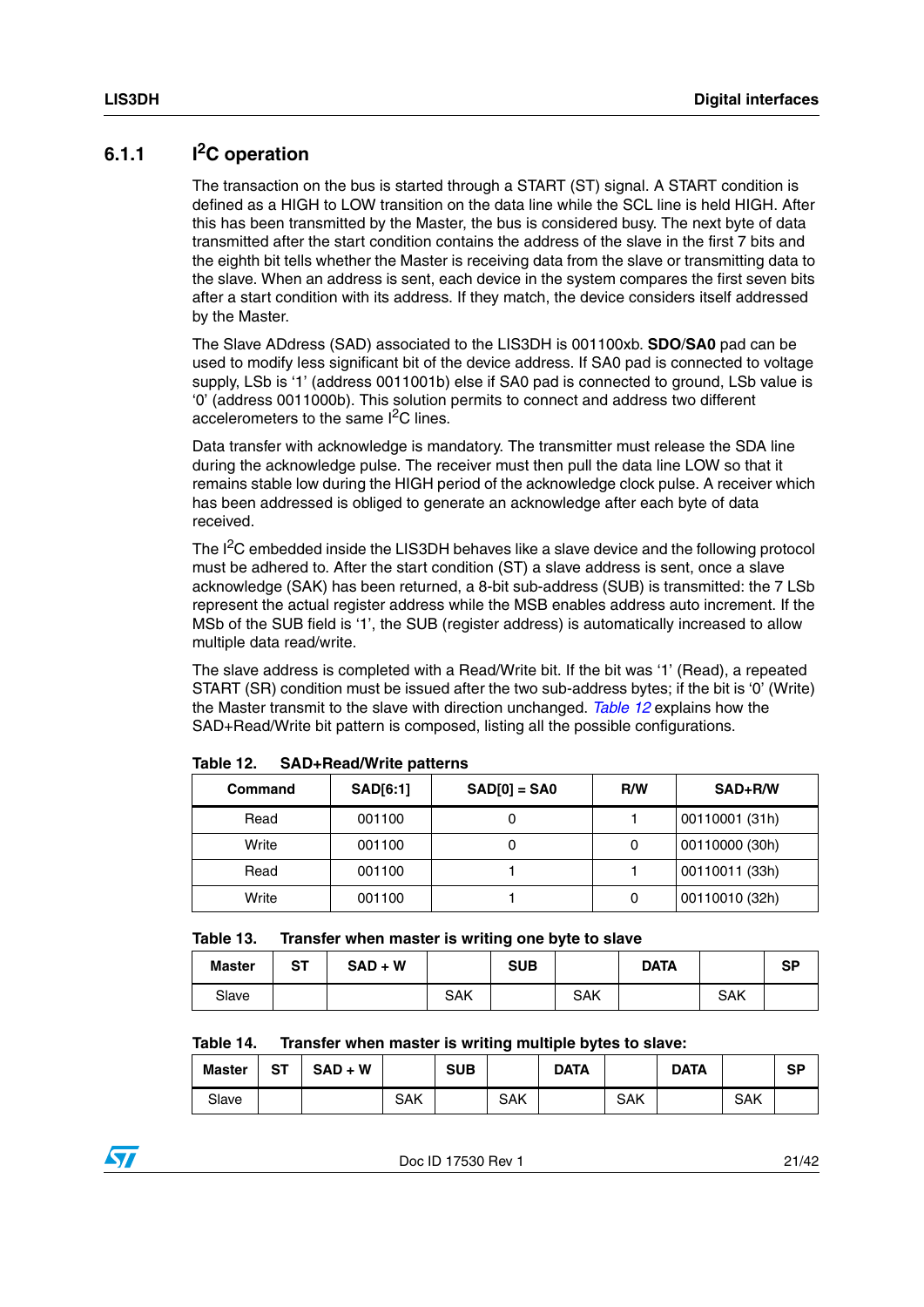### 6.1.1 I$^2$C operation

The transaction on the bus is started through a START (ST) signal. A START condition is defined as a HIGH to LOW transition on the data line while the SCL line is held HIGH. After this has been transmitted by the Master, the bus is considered busy. The next byte of data transmitted after the start condition contains the address of the slave in the first 7 bits and the eighth bit tells whether the Master is receiving data from the slave or transmitting data to the slave. When an address is sent, each device in the system compares the first seven bits after a start condition with its address. If they match, the device considers itself addressed by the Master.

The Slave ADdress (SAD) associated to the LIS3DH is 001100xb. **SDO**/**SA0** pad can be used to modify less significant bit of the device address. If SA0 pad is connected to voltage supply, LSb is '1' (address 0011001b) else if SA0 pad is connected to ground, LSb value is '0' (address 0011000b). This solution permits to connect and address two different accelerometers to the same I$^2$C lines.

Data transfer with acknowledge is mandatory. The transmitter must release the SDA line during the acknowledge pulse. The receiver must then pull the data line LOW so that it remains stable low during the HIGH period of the acknowledge clock pulse. A receiver which has been addressed is obliged to generate an acknowledge after each byte of data received.

The I$^2$C embedded inside the LIS3DH behaves like a slave device and the following protocol must be adhered to. After the start condition (ST) a slave address is sent, once a slave acknowledge (SAK) has been returned, a 8-bit sub-address (SUB) is transmitted: the 7 LSb represent the actual register address while the MSB enables address auto increment. If the MSb of the SUB field is '1', the SUB (register address) is automatically increased to allow multiple data read/write.

The slave address is completed with a Read/Write bit. If the bit was '1' (Read), a repeated START (SR) condition must be issued after the two sub-address bytes; if the bit is '0' (Write) the Master transmit to the slave with direction unchanged. *Table 12* explains how the SAD+Read/Write bit pattern is composed, listing all the possible configurations.

**Table 12. SAD+Read/Write patterns**

| Command | SAD[6:1] | SAD[0] = SA0 | R/W | SAD+R/W |
|---|---|---|---|---|
| Read | 001100 | 0 | 1 | 00110001 (31h) |
| Write | 001100 | 0 | 0 | 00110000 (30h) |
| Read | 001100 | 1 | 1 | 00110011 (33h) |
| Write | 001100 | 1 | 0 | 00110010 (32h) |

**Table 13. Transfer when master is writing one byte to slave**

| Master | ST | SAD + W | | SUB | | DATA | | SP |
|---|---|---|---|---|---|---|---|---|
| Slave | | | SAK | | SAK | | SAK | |

**Table 14. Transfer when master is writing multiple bytes to slave:**

| Master | ST | SAD + W | | SUB | | DATA | | DATA | | SP |
|---|---|---|---|---|---|---|---|---|---|---|
| Slave | | | SAK | | SAK | | SAK | | SAK | |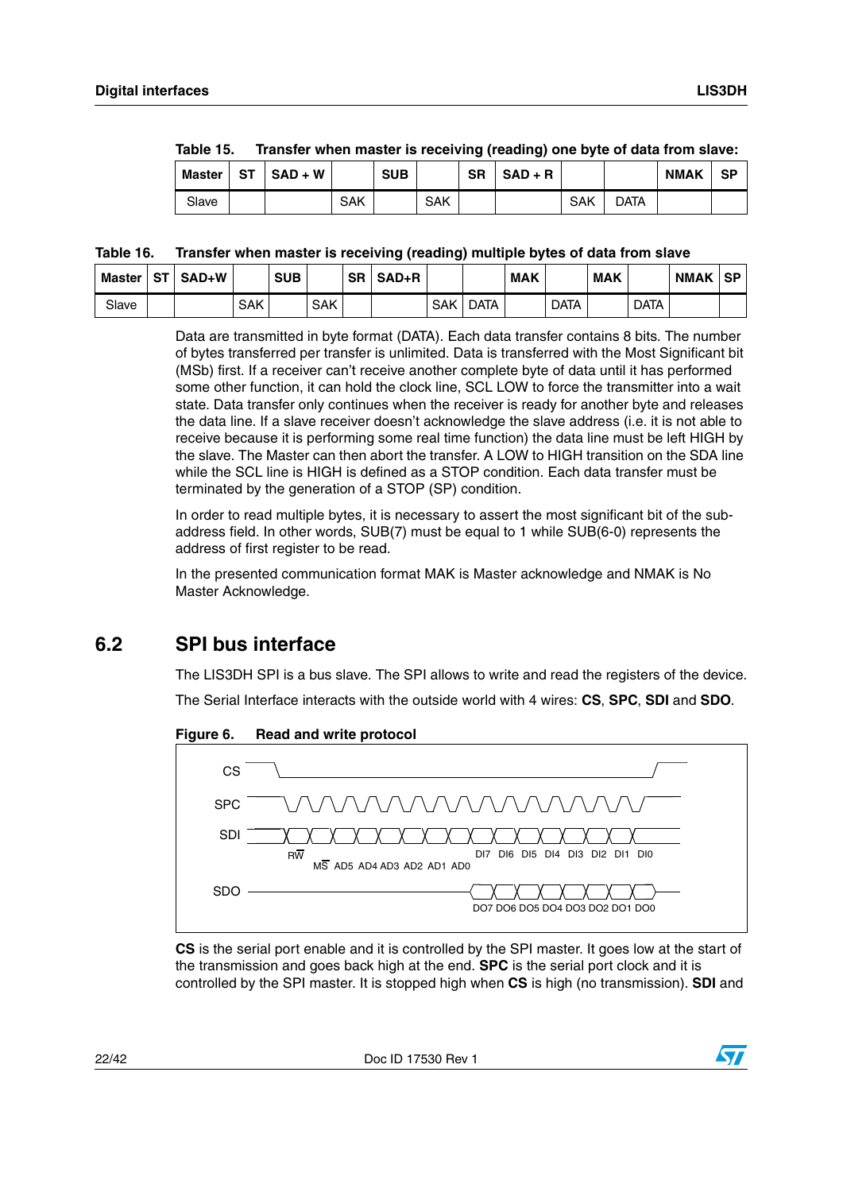Table 15. Transfer when master is receiving (reading) one byte of data from slave:

| Master | ST | SAD + W | | SUB | | SR | SAD + R | | | NMAK | SP |
|---|---|---|---|---|---|---|---|---|---|---|---|
| Slave | | | SAK | | SAK | | | SAK | DATA | | |

Table 16. Transfer when master is receiving (reading) multiple bytes of data from slave

| Master | ST | SAD+W | | SUB | | SR | SAD+R | | | MAK | | MAK | | NMAK | SP |
|---|---|---|---|---|---|---|---|---|---|---|---|---|---|---|---|
| Slave | | | SAK | | SAK | | | SAK | DATA | | DATA | | DATA | | |

Data are transmitted in byte format (DATA). Each data transfer contains 8 bits. The number of bytes transferred per transfer is unlimited. Data is transferred with the Most Significant bit (MSb) first. If a receiver can't receive another complete byte of data until it has performed some other function, it can hold the clock line, SCL LOW to force the transmitter into a wait state. Data transfer only continues when the receiver is ready for another byte and releases the data line. If a slave receiver doesn't acknowledge the slave address (i.e. it is not able to receive because it is performing some real time function) the data line must be left HIGH by the slave. The Master can then abort the transfer. A LOW to HIGH transition on the SDA line while the SCL line is HIGH is defined as a STOP condition. Each data transfer must be terminated by the generation of a STOP (SP) condition.

In order to read multiple bytes, it is necessary to assert the most significant bit of the sub-address field. In other words, SUB(7) must be equal to 1 while SUB(6-0) represents the address of first register to be read.

In the presented communication format MAK is Master acknowledge and NMAK is No Master Acknowledge.

## 6.2 SPI bus interface

The LIS3DH SPI is a bus slave. The SPI allows to write and read the registers of the device.

The Serial Interface interacts with the outside world with 4 wires: **CS**, **SPC**, **SDI** and **SDO**.

Figure 6. Read and write protocol

**CS** is the serial port enable and it is controlled by the SPI master. It goes low at the start of the transmission and goes back high at the end. **SPC** is the serial port clock and it is controlled by the SPI master. It is stopped high when **CS** is high (no transmission). **SDI** and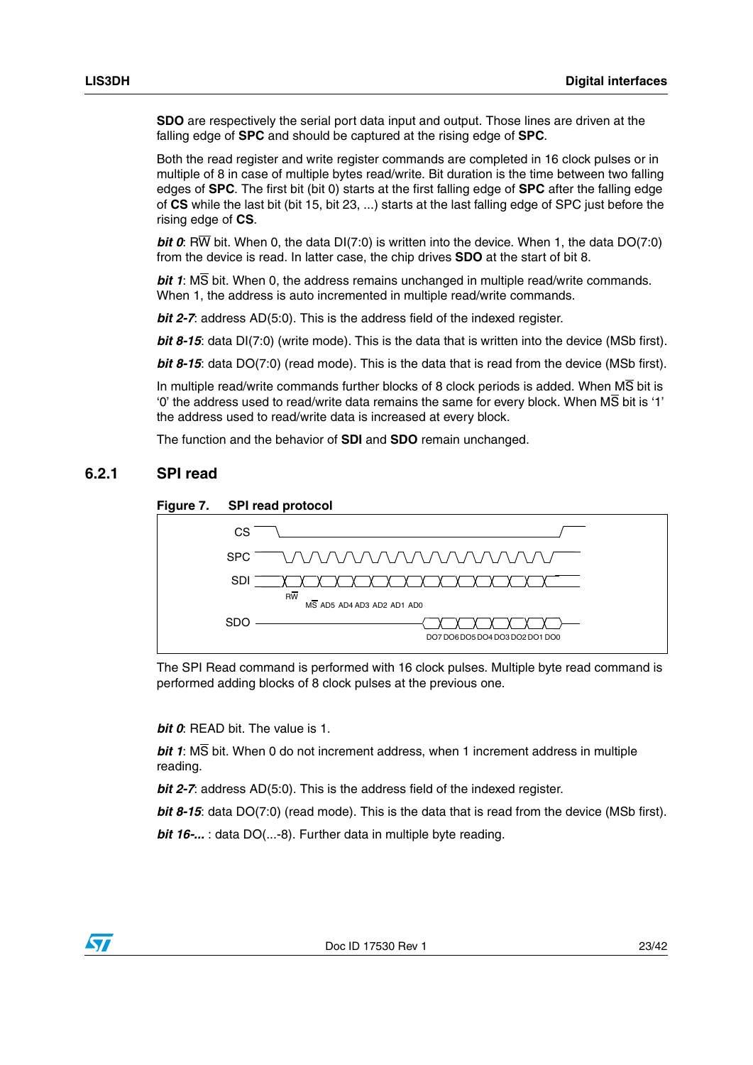**SDO** are respectively the serial port data input and output. Those lines are driven at the falling edge of **SPC** and should be captured at the rising edge of **SPC**.

Both the read register and write register commands are completed in 16 clock pulses or in multiple of 8 in case of multiple bytes read/write. Bit duration is the time between two falling edges of **SPC**. The first bit (bit 0) starts at the first falling edge of **SPC** after the falling edge of **CS** while the last bit (bit 15, bit 23, ...) starts at the last falling edge of SPC just before the rising edge of **CS**.

***bit 0***: R$\overline{\text{W}}$ bit. When 0, the data DI(7:0) is written into the device. When 1, the data DO(7:0) from the device is read. In latter case, the chip drives **SDO** at the start of bit 8.

***bit 1***: M$\overline{\text{S}}$ bit. When 0, the address remains unchanged in multiple read/write commands. When 1, the address is auto incremented in multiple read/write commands.

***bit 2-7***: address AD(5:0). This is the address field of the indexed register.

***bit 8-15***: data DI(7:0) (write mode). This is the data that is written into the device (MSb first).

***bit 8-15***: data DO(7:0) (read mode). This is the data that is read from the device (MSb first).

In multiple read/write commands further blocks of 8 clock periods is added. When M$\overline{\text{S}}$ bit is '0' the address used to read/write data remains the same for every block. When M$\overline{\text{S}}$ bit is '1' the address used to read/write data is increased at every block.

The function and the behavior of **SDI** and **SDO** remain unchanged.

### 6.2.1 SPI read

**Figure 7. SPI read protocol**

The SPI Read command is performed with 16 clock pulses. Multiple byte read command is performed adding blocks of 8 clock pulses at the previous one.

***bit 0***: READ bit. The value is 1.

***bit 1***: M$\overline{\text{S}}$ bit. When 0 do not increment address, when 1 increment address in multiple reading.

***bit 2-7***: address AD(5:0). This is the address field of the indexed register.

***bit 8-15***: data DO(7:0) (read mode). This is the data that is read from the device (MSb first).

***bit 16-...*** : data DO(...-8). Further data in multiple byte reading.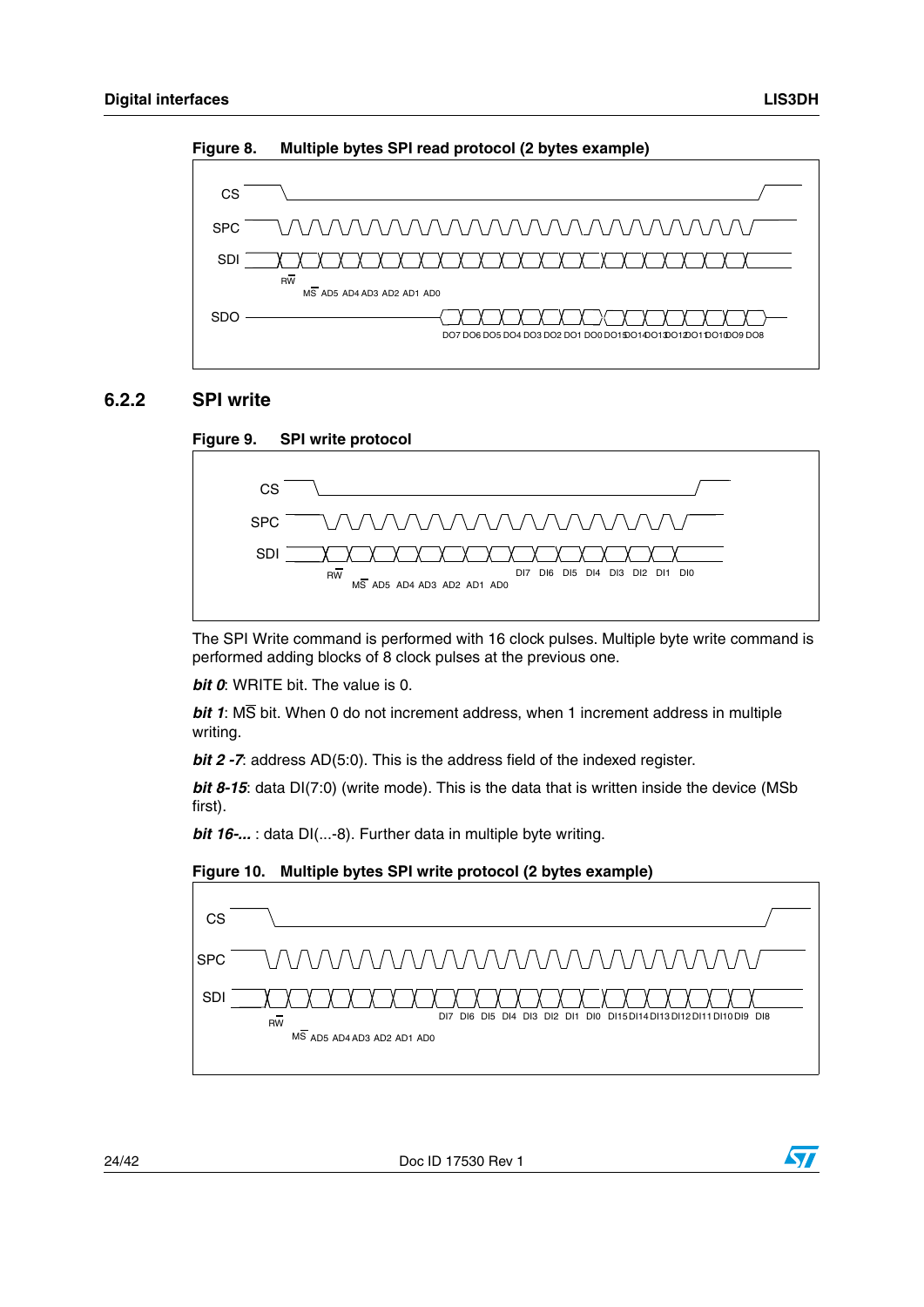**Figure 8. Multiple bytes SPI read protocol (2 bytes example)**

### 6.2.2 SPI write

**Figure 9. SPI write protocol**

The SPI Write command is performed with 16 clock pulses. Multiple byte write command is performed adding blocks of 8 clock pulses at the previous one.

***bit 0***: WRITE bit. The value is 0.

***bit 1***: M$\overline{S}$ bit. When 0 do not increment address, when 1 increment address in multiple writing.

***bit 2 -7***: address AD(5:0). This is the address field of the indexed register.

***bit 8-15***: data DI(7:0) (write mode). This is the data that is written inside the device (MSb first).

***bit 16-...*** : data DI(...-8). Further data in multiple byte writing.

**Figure 10. Multiple bytes SPI write protocol (2 bytes example)**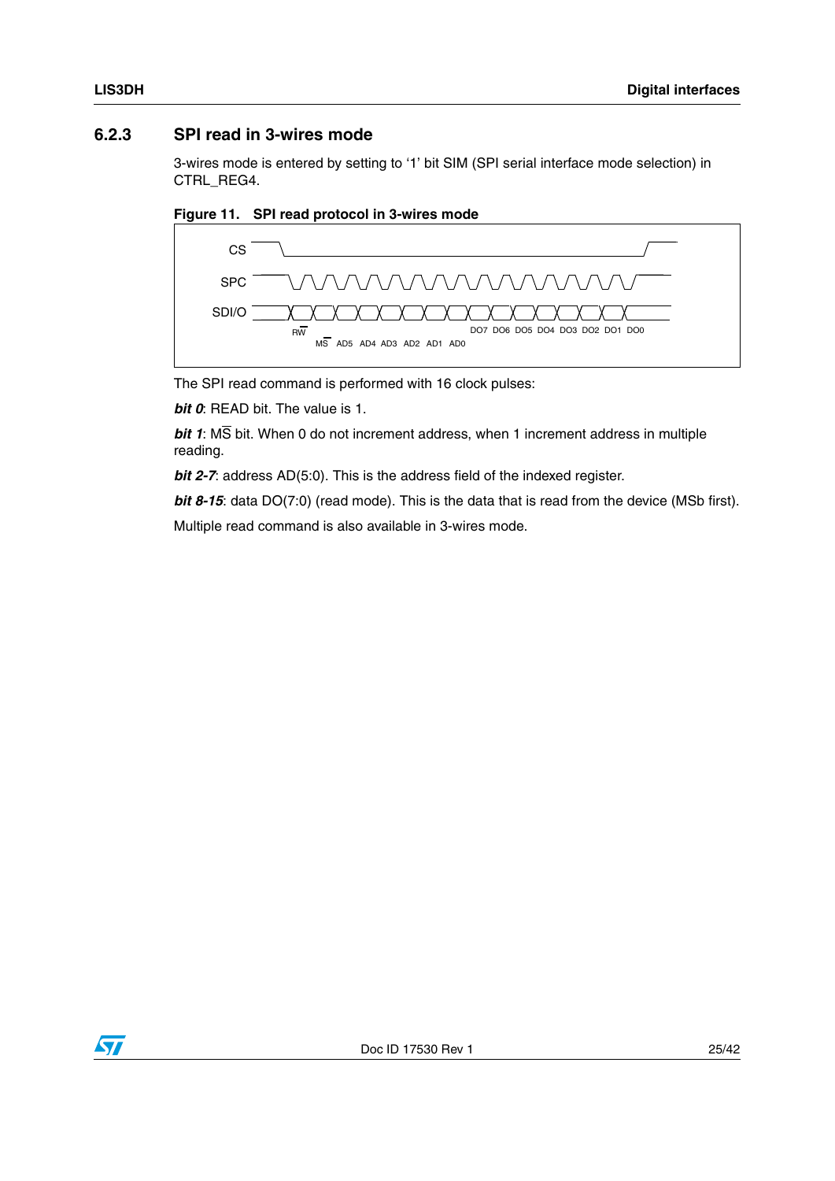### 6.2.3 SPI read in 3-wires mode

3-wires mode is entered by setting to '1' bit SIM (SPI serial interface mode selection) in CTRL_REG4.

**Figure 11. SPI read protocol in 3-wires mode**

The SPI read command is performed with 16 clock pulses:

***bit 0***: READ bit. The value is 1.

***bit 1***: M$\overline{\text{S}}$ bit. When 0 do not increment address, when 1 increment address in multiple reading.

***bit 2-7***: address AD(5:0). This is the address field of the indexed register.

***bit 8-15***: data DO(7:0) (read mode). This is the data that is read from the device (MSb first).

Multiple read command is also available in 3-wires mode.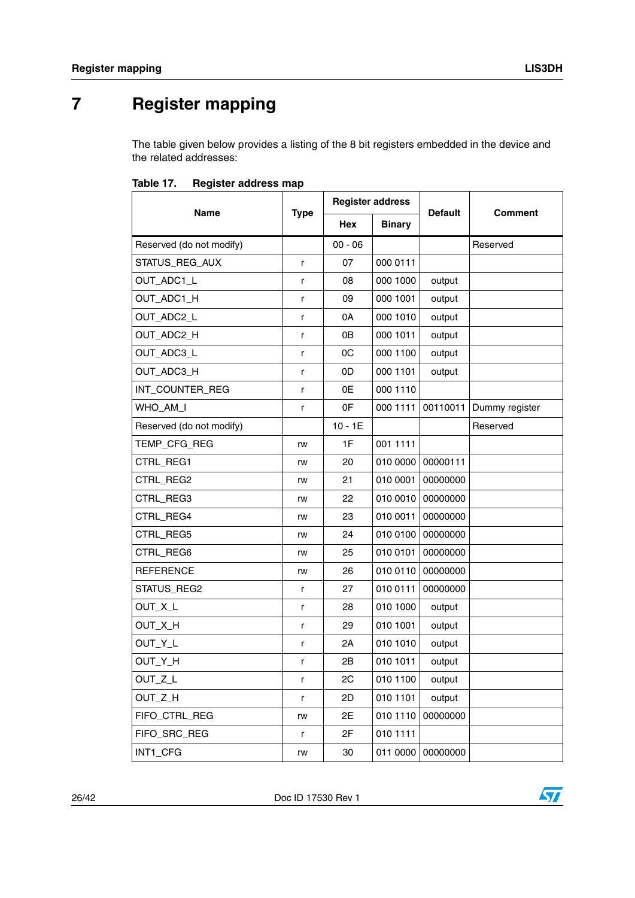# 7 Register mapping

The table given below provides a listing of the 8 bit registers embedded in the device and the related addresses:

**Table 17. Register address map**

| Name | Type | Register address | | Default | Comment |
|---|---|---|---|---|---|
| | | Hex | Binary | | |
| Reserved (do not modify) | | 00 - 06 | | | Reserved |
| STATUS_REG_AUX | r | 07 | 000 0111 | | |
| OUT_ADC1_L | r | 08 | 000 1000 | output | |
| OUT_ADC1_H | r | 09 | 000 1001 | output | |
| OUT_ADC2_L | r | 0A | 000 1010 | output | |
| OUT_ADC2_H | r | 0B | 000 1011 | output | |
| OUT_ADC3_L | r | 0C | 000 1100 | output | |
| OUT_ADC3_H | r | 0D | 000 1101 | output | |
| INT_COUNTER_REG | r | 0E | 000 1110 | | |
| WHO_AM_I | r | 0F | 000 1111 | 00110011 | Dummy register |
| Reserved (do not modify) | | 10 - 1E | | | Reserved |
| TEMP_CFG_REG | rw | 1F | 001 1111 | | |
| CTRL_REG1 | rw | 20 | 010 0000 | 00000111 | |
| CTRL_REG2 | rw | 21 | 010 0001 | 00000000 | |
| CTRL_REG3 | rw | 22 | 010 0010 | 00000000 | |
| CTRL_REG4 | rw | 23 | 010 0011 | 00000000 | |
| CTRL_REG5 | rw | 24 | 010 0100 | 00000000 | |
| CTRL_REG6 | rw | 25 | 010 0101 | 00000000 | |
| REFERENCE | rw | 26 | 010 0110 | 00000000 | |
| STATUS_REG2 | r | 27 | 010 0111 | 00000000 | |
| OUT_X_L | r | 28 | 010 1000 | output | |
| OUT_X_H | r | 29 | 010 1001 | output | |
| OUT_Y_L | r | 2A | 010 1010 | output | |
| OUT_Y_H | r | 2B | 010 1011 | output | |
| OUT_Z_L | r | 2C | 010 1100 | output | |
| OUT_Z_H | r | 2D | 010 1101 | output | |
| FIFO_CTRL_REG | rw | 2E | 010 1110 | 00000000 | |
| FIFO_SRC_REG | r | 2F | 010 1111 | | |
| INT1_CFG | rw | 30 | 011 0000 | 00000000 | |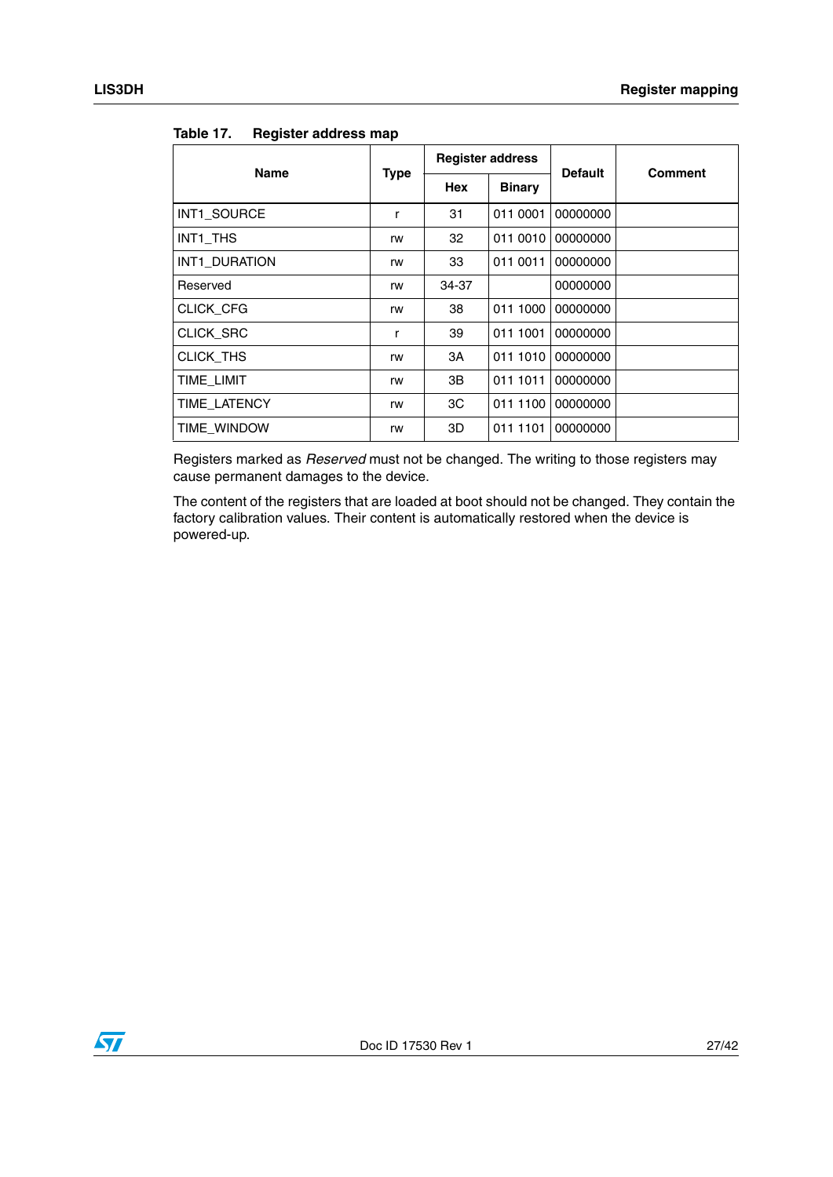Table 17. Register address map

| Name | Type | Register address | | Default | Comment |
|---|---|---|---|---|---|
| | | Hex | Binary | | |
| INT1_SOURCE | r | 31 | 011 0001 | 00000000 | |
| INT1_THS | rw | 32 | 011 0010 | 00000000 | |
| INT1_DURATION | rw | 33 | 011 0011 | 00000000 | |
| Reserved | rw | 34-37 | | 00000000 | |
| CLICK_CFG | rw | 38 | 011 1000 | 00000000 | |
| CLICK_SRC | r | 39 | 011 1001 | 00000000 | |
| CLICK_THS | rw | 3A | 011 1010 | 00000000 | |
| TIME_LIMIT | rw | 3B | 011 1011 | 00000000 | |
| TIME_LATENCY | rw | 3C | 011 1100 | 00000000 | |
| TIME_WINDOW | rw | 3D | 011 1101 | 00000000 | |

Registers marked as *Reserved* must not be changed. The writing to those registers may cause permanent damages to the device.

The content of the registers that are loaded at boot should not be changed. They contain the factory calibration values. Their content is automatically restored when the device is powered-up.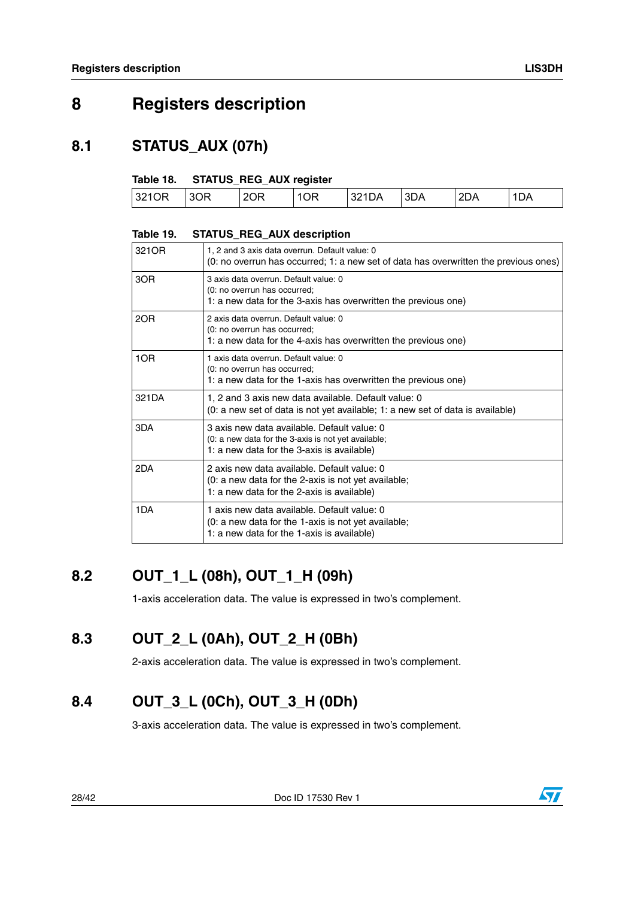# 8 Registers description

## 8.1 STATUS_AUX (07h)

**Table 18. STATUS_REG_AUX register**

| 321OR | 3OR | 2OR | 1OR | 321DA | 3DA | 2DA | 1DA |
|---|---|---|---|---|---|---|---|

**Table 19. STATUS_REG_AUX description**

| | |
|---|---|
| 321OR | 1, 2 and 3 axis data overrun. Default value: 0<br>(0: no overrun has occurred; 1: a new set of data has overwritten the previous ones) |
| 3OR | 3 axis data overrun. Default value: 0<br>(0: no overrun has occurred;<br>1: a new data for the 3-axis has overwritten the previous one) |
| 2OR | 2 axis data overrun. Default value: 0<br>(0: no overrun has occurred;<br>1: a new data for the 4-axis has overwritten the previous one) |
| 1OR | 1 axis data overrun. Default value: 0<br>(0: no overrun has occurred;<br>1: a new data for the 1-axis has overwritten the previous one) |
| 321DA | 1, 2 and 3 axis new data available. Default value: 0<br>(0: a new set of data is not yet available; 1: a new set of data is available) |
| 3DA | 3 axis new data available. Default value: 0<br>(0: a new data for the 3-axis is not yet available;<br>1: a new data for the 3-axis is available) |
| 2DA | 2 axis new data available. Default value: 0<br>(0: a new data for the 2-axis is not yet available;<br>1: a new data for the 2-axis is available) |
| 1DA | 1 axis new data available. Default value: 0<br>(0: a new data for the 1-axis is not yet available;<br>1: a new data for the 1-axis is available) |

## 8.2 OUT_1_L (08h), OUT_1_H (09h)

1-axis acceleration data. The value is expressed in two's complement.

## 8.3 OUT_2_L (0Ah), OUT_2_H (0Bh)

2-axis acceleration data. The value is expressed in two's complement.

## 8.4 OUT_3_L (0Ch), OUT_3_H (0Dh)

3-axis acceleration data. The value is expressed in two's complement.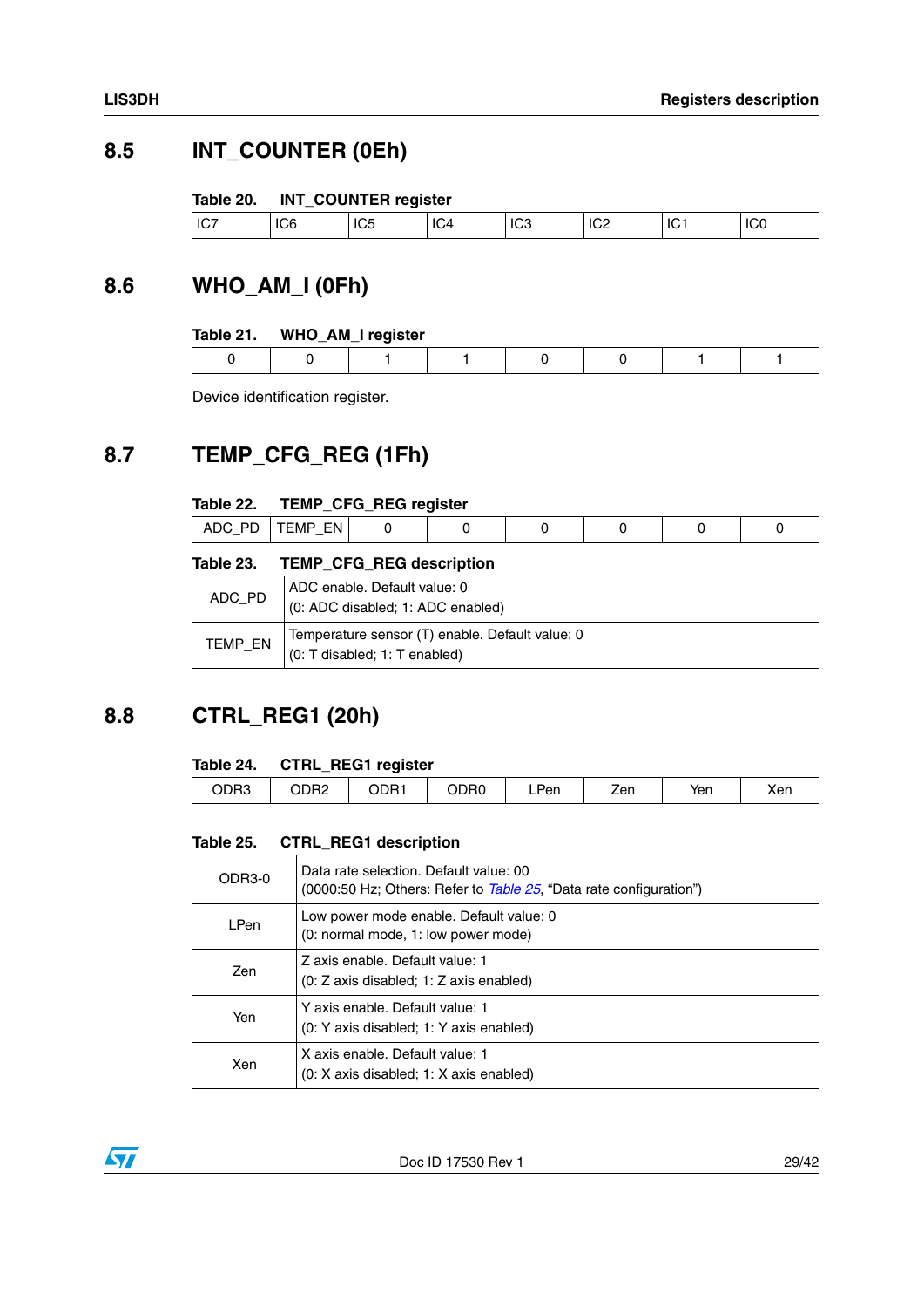## 8.5 INT_COUNTER (0Eh)

**Table 20. INT_COUNTER register**

| IC7 | IC6 | IC5 | IC4 | IC3 | IC2 | IC1 | IC0 |
|---|---|---|---|---|---|---|---|

## 8.6 WHO_AM_I (0Fh)

**Table 21. WHO_AM_I register**

| 0 | 0 | 1 | 1 | 0 | 0 | 1 | 1 |
|---|---|---|---|---|---|---|---|

Device identification register.

## 8.7 TEMP_CFG_REG (1Fh)

**Table 22. TEMP_CFG_REG register**

| ADC_PD | TEMP_EN | 0 | 0 | 0 | 0 | 0 | 0 |
|---|---|---|---|---|---|---|---|

**Table 23. TEMP_CFG_REG description**

| | |
|---|---|
| ADC_PD | ADC enable. Default value: 0<br>(0: ADC disabled; 1: ADC enabled) |
| TEMP_EN | Temperature sensor (T) enable. Default value: 0<br>(0: T disabled; 1: T enabled) |

## 8.8 CTRL_REG1 (20h)

**Table 24. CTRL_REG1 register**

| ODR3 | ODR2 | ODR1 | ODR0 | LPen | Zen | Yen | Xen |
|---|---|---|---|---|---|---|---|

**Table 25. CTRL_REG1 description**

| | |
|---|---|
| ODR3-0 | Data rate selection. Default value: 00<br>(0000:50 Hz; Others: Refer to *Table 25*, "Data rate configuration") |
| LPen | Low power mode enable. Default value: 0<br>(0: normal mode, 1: low power mode) |
| Zen | Z axis enable. Default value: 1<br>(0: Z axis disabled; 1: Z axis enabled) |
| Yen | Y axis enable. Default value: 1<br>(0: Y axis disabled; 1: Y axis enabled) |
| Xen | X axis enable. Default value: 1<br>(0: X axis disabled; 1: X axis enabled) |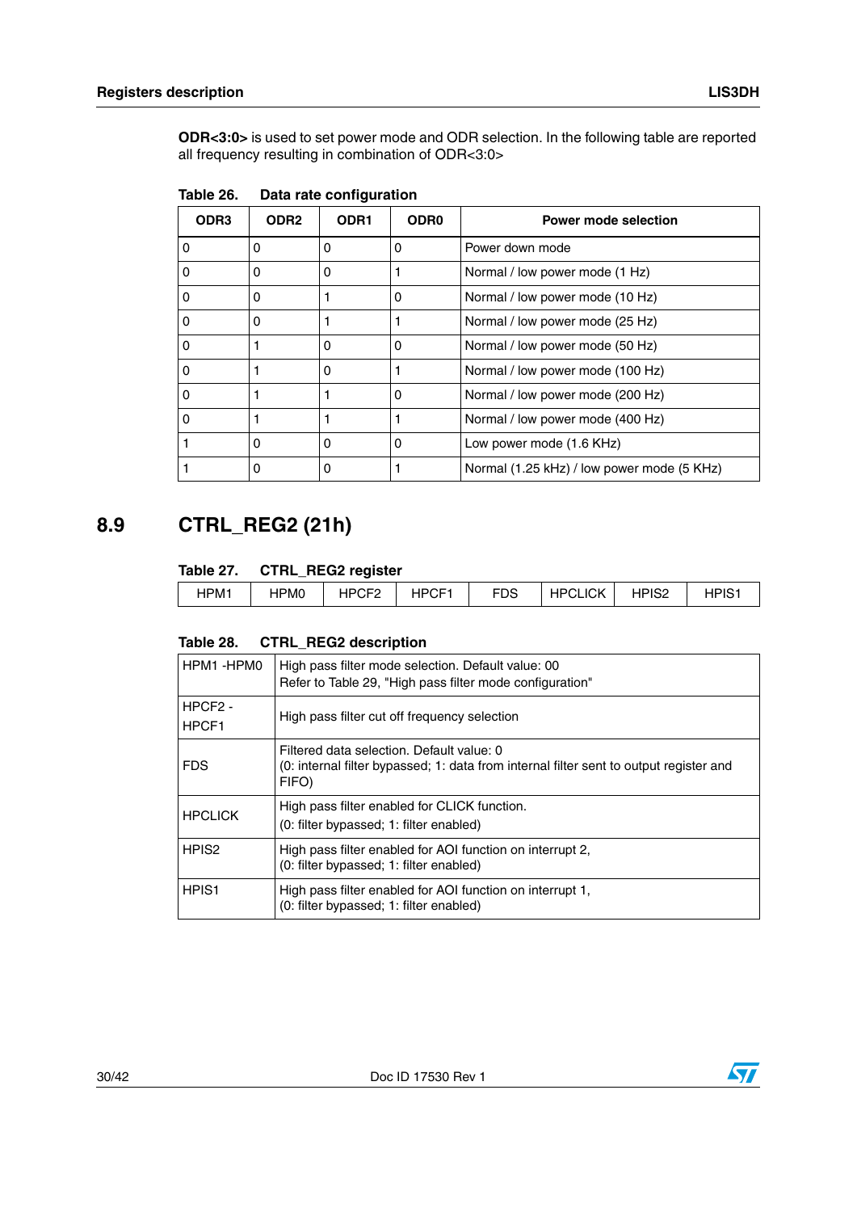**ODR<3:0>** is used to set power mode and ODR selection. In the following table are reported all frequency resulting in combination of ODR<3:0>

Table 26. Data rate configuration

| ODR3 | ODR2 | ODR1 | ODR0 | Power mode selection |
|---|---|---|---|---|
| 0 | 0 | 0 | 0 | Power down mode |
| 0 | 0 | 0 | 1 | Normal / low power mode (1 Hz) |
| 0 | 0 | 1 | 0 | Normal / low power mode (10 Hz) |
| 0 | 0 | 1 | 1 | Normal / low power mode (25 Hz) |
| 0 | 1 | 0 | 0 | Normal / low power mode (50 Hz) |
| 0 | 1 | 0 | 1 | Normal / low power mode (100 Hz) |
| 0 | 1 | 1 | 0 | Normal / low power mode (200 Hz) |
| 0 | 1 | 1 | 1 | Normal / low power mode (400 Hz) |
| 1 | 0 | 0 | 0 | Low power mode (1.6 KHz) |
| 1 | 0 | 0 | 1 | Normal (1.25 kHz) / low power mode (5 KHz) |

## 8.9 CTRL_REG2 (21h)

Table 27. CTRL_REG2 register

| HPM1 | HPM0 | HPCF2 | HPCF1 | FDS | HPCLICK | HPIS2 | HPIS1 |
|---|---|---|---|---|---|---|---|

Table 28. CTRL_REG2 description

| | |
|---|---|
| HPM1 -HPM0 | High pass filter mode selection. Default value: 00<br>Refer to Table 29, "High pass filter mode configuration" |
| HPCF2 - HPCF1 | High pass filter cut off frequency selection |
| FDS | Filtered data selection. Default value: 0<br>(0: internal filter bypassed; 1: data from internal filter sent to output register and FIFO) |
| HPCLICK | High pass filter enabled for CLICK function.<br>(0: filter bypassed; 1: filter enabled) |
| HPIS2 | High pass filter enabled for AOI function on interrupt 2,<br>(0: filter bypassed; 1: filter enabled) |
| HPIS1 | High pass filter enabled for AOI function on interrupt 1,<br>(0: filter bypassed; 1: filter enabled) |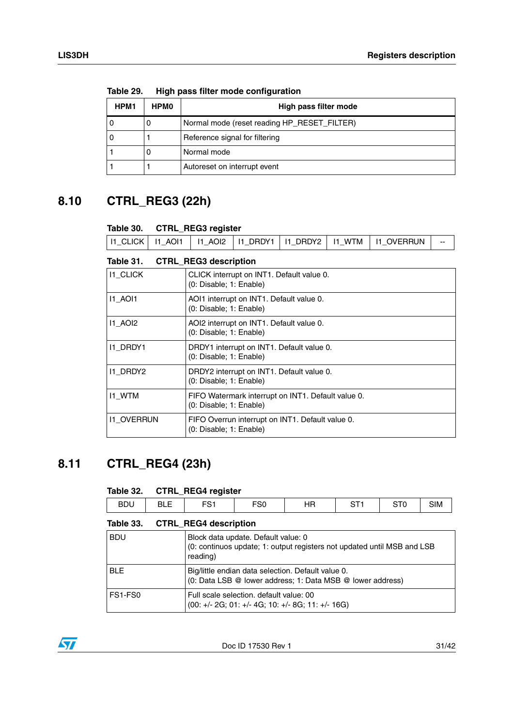Table 29. **High pass filter mode configuration**

| HPM1 | HPM0 | High pass filter mode |
|---|---|---|
| 0 | 0 | Normal mode (reset reading HP_RESET_FILTER) |
| 0 | 1 | Reference signal for filtering |
| 1 | 0 | Normal mode |
| 1 | 1 | Autoreset on interrupt event |

## 8.10 CTRL_REG3 (22h)

Table 30. **CTRL_REG3 register**

| I1_CLICK | I1_AOI1 | I1_AOI2 | I1_DRDY1 | I1_DRDY2 | I1_WTM | I1_OVERRUN | -- |
|---|---|---|---|---|---|---|---|

Table 31. **CTRL_REG3 description**

| | |
|---|---|
| I1_CLICK | CLICK interrupt on INT1. Default value 0.<br>(0: Disable; 1: Enable) |
| I1_AOI1 | AOI1 interrupt on INT1. Default value 0.<br>(0: Disable; 1: Enable) |
| I1_AOI2 | AOI2 interrupt on INT1. Default value 0.<br>(0: Disable; 1: Enable) |
| I1_DRDY1 | DRDY1 interrupt on INT1. Default value 0.<br>(0: Disable; 1: Enable) |
| I1_DRDY2 | DRDY2 interrupt on INT1. Default value 0.<br>(0: Disable; 1: Enable) |
| I1_WTM | FIFO Watermark interrupt on INT1. Default value 0.<br>(0: Disable; 1: Enable) |
| I1_OVERRUN | FIFO Overrun interrupt on INT1. Default value 0.<br>(0: Disable; 1: Enable) |

## 8.11 CTRL_REG4 (23h)

Table 32. **CTRL_REG4 register**

| BDU | BLE | FS1 | FS0 | HR | ST1 | ST0 | SIM |
|---|---|---|---|---|---|---|---|

Table 33. **CTRL_REG4 description**

| | |
|---|---|
| BDU | Block data update. Default value: 0<br>(0: continuos update; 1: output registers not updated until MSB and LSB reading) |
| BLE | Big/little endian data selection. Default value 0.<br>(0: Data LSB @ lower address; 1: Data MSB @ lower address) |
| FS1-FS0 | Full scale selection. default value: 00<br>(00: +/- 2G; 01: +/- 4G; 10: +/- 8G; 11: +/- 16G) |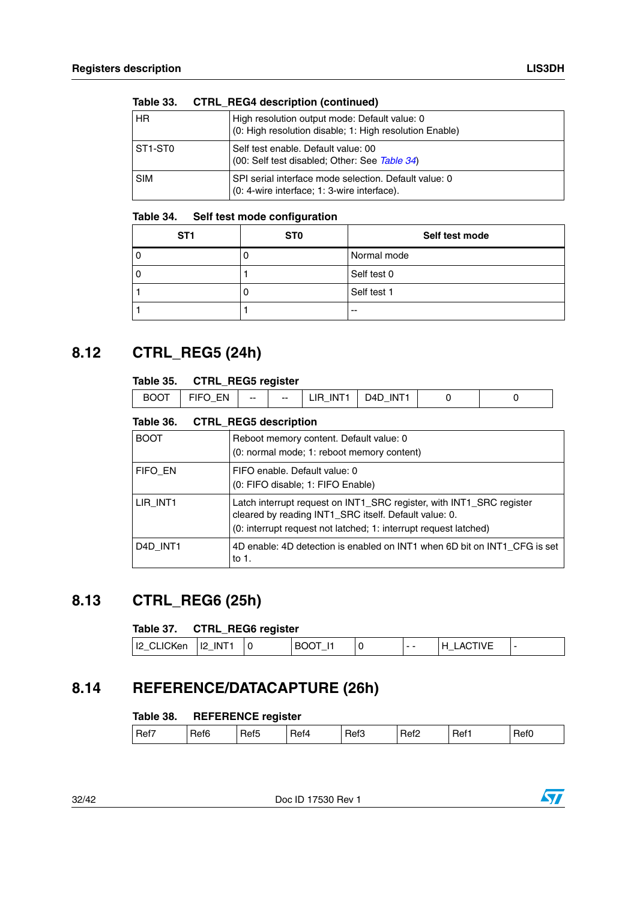Table 33. CTRL_REG4 description (continued)

| | |
|---|---|
| HR | High resolution output mode: Default value: 0<br>(0: High resolution disable; 1: High resolution Enable) |
| ST1-ST0 | Self test enable. Default value: 00<br>(00: Self test disabled; Other: See *Table 34*) |
| SIM | SPI serial interface mode selection. Default value: 0<br>(0: 4-wire interface; 1: 3-wire interface). |

Table 34. Self test mode configuration

| ST1 | ST0 | Self test mode |
|---|---|---|
| 0 | 0 | Normal mode |
| 0 | 1 | Self test 0 |
| 1 | 0 | Self test 1 |
| 1 | 1 | -- |

## 8.12 CTRL_REG5 (24h)

Table 35. CTRL_REG5 register

| BOOT | FIFO_EN | -- | -- | LIR_INT1 | D4D_INT1 | 0 | 0 |
|---|---|---|---|---|---|---|---|

Table 36. CTRL_REG5 description

| | |
|---|---|
| BOOT | Reboot memory content. Default value: 0<br>(0: normal mode; 1: reboot memory content) |
| FIFO_EN | FIFO enable. Default value: 0<br>(0: FIFO disable; 1: FIFO Enable) |
| LIR_INT1 | Latch interrupt request on INT1_SRC register, with INT1_SRC register cleared by reading INT1_SRC itself. Default value: 0.<br>(0: interrupt request not latched; 1: interrupt request latched) |
| D4D_INT1 | 4D enable: 4D detection is enabled on INT1 when 6D bit on INT1_CFG is set to 1. |

## 8.13 CTRL_REG6 (25h)

Table 37. CTRL_REG6 register

| I2_CLICKen | I2_INT1 | 0 | BOOT_I1 | 0 | - - | H_LACTIVE | - |
|---|---|---|---|---|---|---|---|

## 8.14 REFERENCE/DATACAPTURE (26h)

Table 38. REFERENCE register

| Ref7 | Ref6 | Ref5 | Ref4 | Ref3 | Ref2 | Ref1 | Ref0 |
|---|---|---|---|---|---|---|---|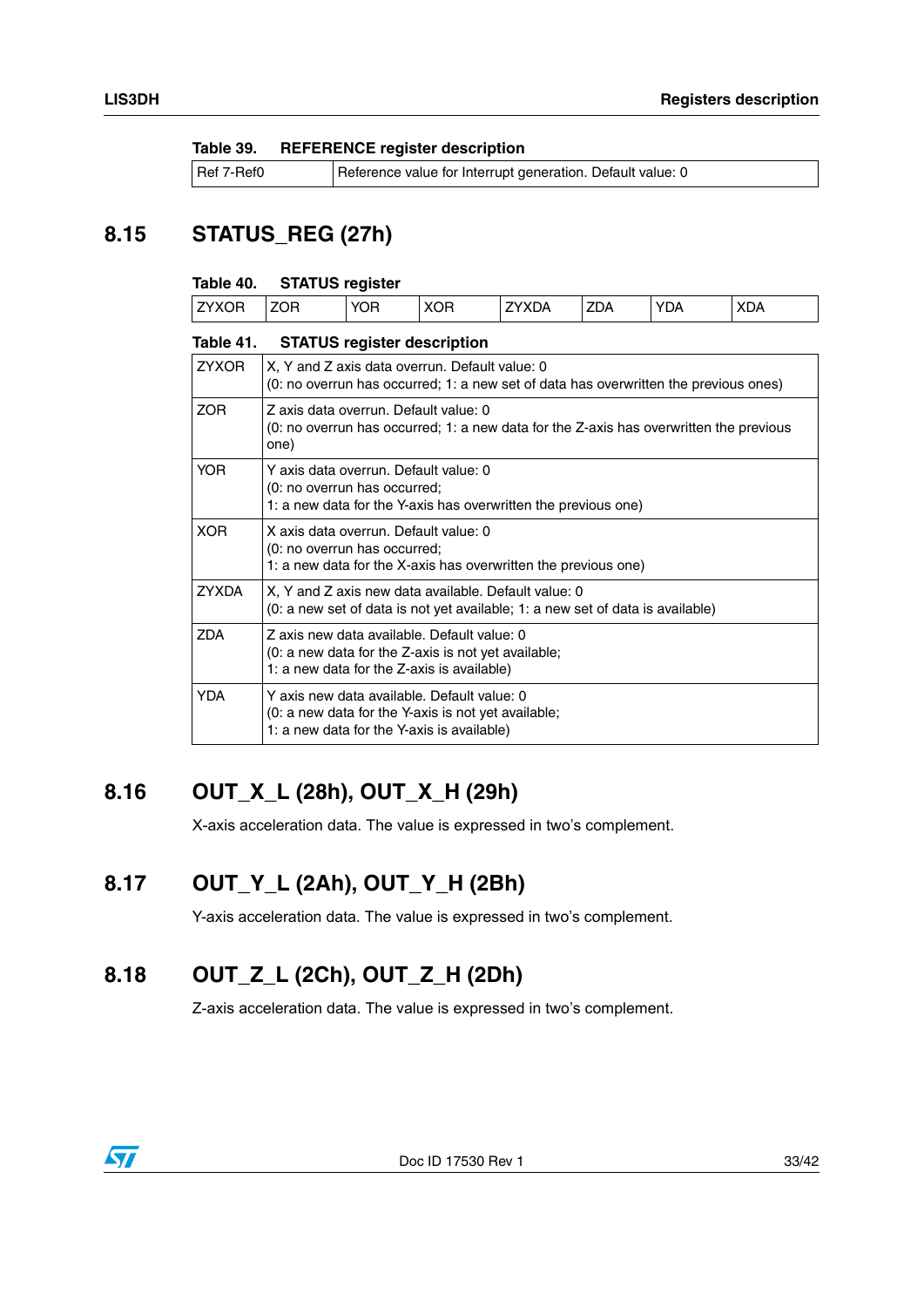Table 39. REFERENCE register description

| Ref 7-Ref0 | Reference value for Interrupt generation. Default value: 0 |
|---|---|

## 8.15 STATUS_REG (27h)

Table 40. STATUS register

| ZYXOR | ZOR | YOR | XOR | ZYXDA | ZDA | YDA | XDA |
|---|---|---|---|---|---|---|---|

Table 41. STATUS register description

| | |
|---|---|
| ZYXOR | X, Y and Z axis data overrun. Default value: 0<br>(0: no overrun has occurred; 1: a new set of data has overwritten the previous ones) |
| ZOR | Z axis data overrun. Default value: 0<br>(0: no overrun has occurred; 1: a new data for the Z-axis has overwritten the previous one) |
| YOR | Y axis data overrun. Default value: 0<br>(0: no overrun has occurred;<br>1: a new data for the Y-axis has overwritten the previous one) |
| XOR | X axis data overrun. Default value: 0<br>(0: no overrun has occurred;<br>1: a new data for the X-axis has overwritten the previous one) |
| ZYXDA | X, Y and Z axis new data available. Default value: 0<br>(0: a new set of data is not yet available; 1: a new set of data is available) |
| ZDA | Z axis new data available. Default value: 0<br>(0: a new data for the Z-axis is not yet available;<br>1: a new data for the Z-axis is available) |
| YDA | Y axis new data available. Default value: 0<br>(0: a new data for the Y-axis is not yet available;<br>1: a new data for the Y-axis is available) |

## 8.16 OUT_X_L (28h), OUT_X_H (29h)

X-axis acceleration data. The value is expressed in two's complement.

## 8.17 OUT_Y_L (2Ah), OUT_Y_H (2Bh)

Y-axis acceleration data. The value is expressed in two's complement.

## 8.18 OUT_Z_L (2Ch), OUT_Z_H (2Dh)

Z-axis acceleration data. The value is expressed in two's complement.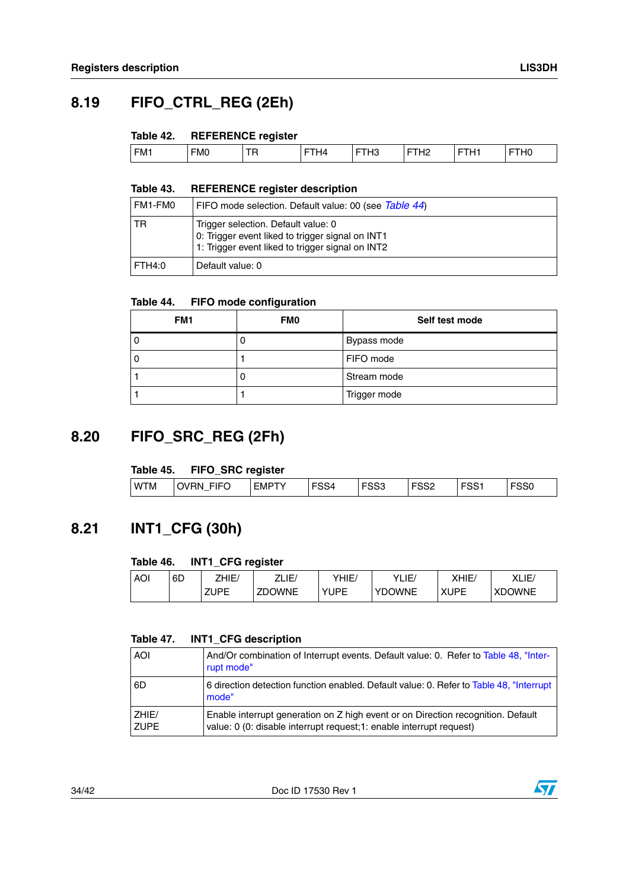## 8.19 FIFO_CTRL_REG (2Eh)

**Table 42. REFERENCE register**

| FM1 | FM0 | TR | FTH4 | FTH3 | FTH2 | FTH1 | FTH0 |
|---|---|---|---|---|---|---|---|

**Table 43. REFERENCE register description**

| | |
|---|---|
| FM1-FM0 | FIFO mode selection. Default value: 00 (see *Table 44*) |
| TR | Trigger selection. Default value: 0<br>0: Trigger event liked to trigger signal on INT1<br>1: Trigger event liked to trigger signal on INT2 |
| FTH4:0 | Default value: 0 |

**Table 44. FIFO mode configuration**

| FM1 | FM0 | Self test mode |
|---|---|---|
| 0 | 0 | Bypass mode |
| 0 | 1 | FIFO mode |
| 1 | 0 | Stream mode |
| 1 | 1 | Trigger mode |

## 8.20 FIFO_SRC_REG (2Fh)

**Table 45. FIFO_SRC register**

| WTM | OVRN_FIFO | EMPTY | FSS4 | FSS3 | FSS2 | FSS1 | FSS0 |
|---|---|---|---|---|---|---|---|

## 8.21 INT1_CFG (30h)

**Table 46. INT1_CFG register**

| AOI | 6D | ZHIE/ ZUPE | ZLIE/ ZDOWNE | YHIE/ YUPE | YLIE/ YDOWNE | XHIE/ XUPE | XLIE/ XDOWNE |
|---|---|---|---|---|---|---|---|

**Table 47. INT1_CFG description**

| | |
|---|---|
| AOI | And/Or combination of Interrupt events. Default value: 0. Refer to Table 48, "Interrupt mode" |
| 6D | 6 direction detection function enabled. Default value: 0. Refer to Table 48, "Interrupt mode" |
| ZHIE/ ZUPE | Enable interrupt generation on Z high event or on Direction recognition. Default value: 0 (0: disable interrupt request;1: enable interrupt request) |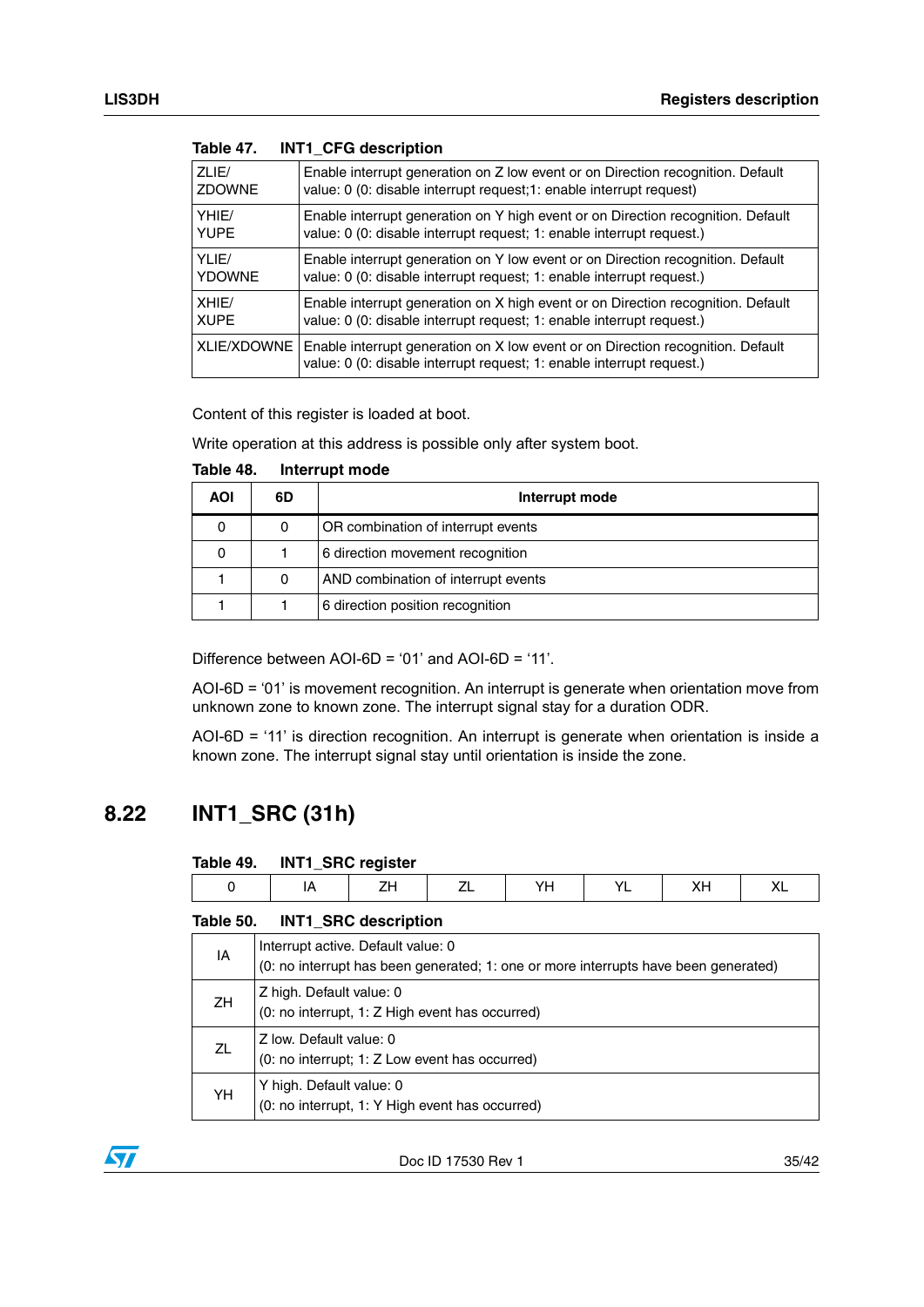Table 47. INT1_CFG description

| | |
|---|---|
| ZLIE/ ZDOWNE | Enable interrupt generation on Z low event or on Direction recognition. Default value: 0 (0: disable interrupt request;1: enable interrupt request) |
| YHIE/ YUPE | Enable interrupt generation on Y high event or on Direction recognition. Default value: 0 (0: disable interrupt request; 1: enable interrupt request.) |
| YLIE/ YDOWNE | Enable interrupt generation on Y low event or on Direction recognition. Default value: 0 (0: disable interrupt request; 1: enable interrupt request.) |
| XHIE/ XUPE | Enable interrupt generation on X high event or on Direction recognition. Default value: 0 (0: disable interrupt request; 1: enable interrupt request.) |
| XLIE/XDOWNE | Enable interrupt generation on X low event or on Direction recognition. Default value: 0 (0: disable interrupt request; 1: enable interrupt request.) |

Content of this register is loaded at boot.

Write operation at this address is possible only after system boot.

Table 48. Interrupt mode

| AOI | 6D | Interrupt mode |
|---|---|---|
| 0 | 0 | OR combination of interrupt events |
| 0 | 1 | 6 direction movement recognition |
| 1 | 0 | AND combination of interrupt events |
| 1 | 1 | 6 direction position recognition |

Difference between AOI-6D = '01' and AOI-6D = '11'.

AOI-6D = '01' is movement recognition. An interrupt is generate when orientation move from unknown zone to known zone. The interrupt signal stay for a duration ODR.

AOI-6D = '11' is direction recognition. An interrupt is generate when orientation is inside a known zone. The interrupt signal stay until orientation is inside the zone.

## 8.22 INT1_SRC (31h)

Table 49. INT1_SRC register

| 0 | IA | ZH | ZL | YH | YL | XH | XL |
|---|---|---|---|---|---|---|---|

Table 50. INT1_SRC description

| | |
|---|---|
| IA | Interrupt active. Default value: 0<br>(0: no interrupt has been generated; 1: one or more interrupts have been generated) |
| ZH | Z high. Default value: 0<br>(0: no interrupt, 1: Z High event has occurred) |
| ZL | Z low. Default value: 0<br>(0: no interrupt; 1: Z Low event has occurred) |
| YH | Y high. Default value: 0<br>(0: no interrupt, 1: Y High event has occurred) |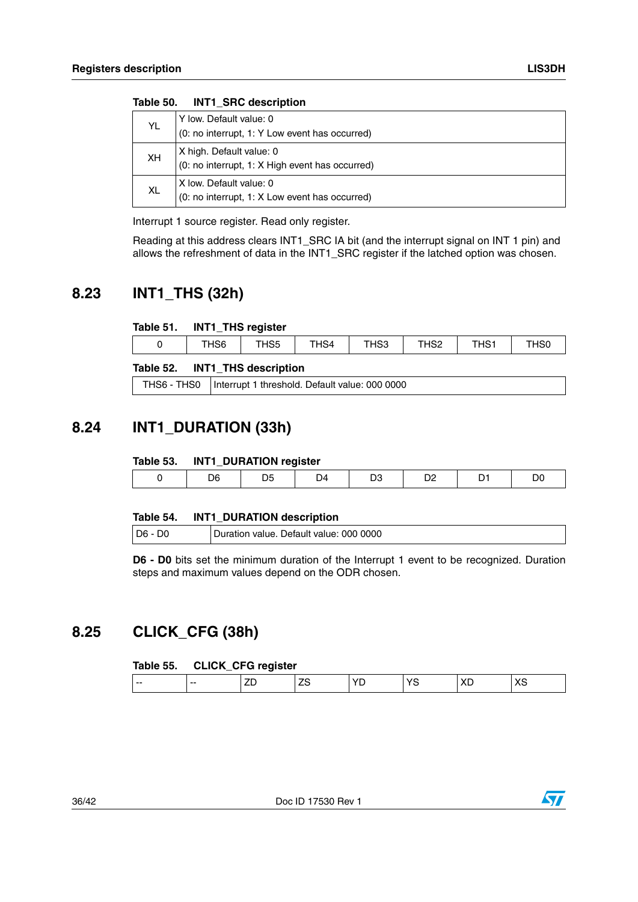Table 50. INT1_SRC description

| | |
|---|---|
| YL | Y low. Default value: 0<br>(0: no interrupt, 1: Y Low event has occurred) |
| XH | X high. Default value: 0<br>(0: no interrupt, 1: X High event has occurred) |
| XL | X low. Default value: 0<br>(0: no interrupt, 1: X Low event has occurred) |

Interrupt 1 source register. Read only register.

Reading at this address clears INT1_SRC IA bit (and the interrupt signal on INT 1 pin) and allows the refreshment of data in the INT1_SRC register if the latched option was chosen.

## 8.23 INT1_THS (32h)

Table 51. INT1_THS register

| 0 | THS6 | THS5 | THS4 | THS3 | THS2 | THS1 | THS0 |
|---|---|---|---|---|---|---|---|

Table 52. INT1_THS description

| | |
|---|---|
| THS6 - THS0 | Interrupt 1 threshold. Default value: 000 0000 |

## 8.24 INT1_DURATION (33h)

Table 53. INT1_DURATION register

| 0 | D6 | D5 | D4 | D3 | D2 | D1 | D0 |
|---|---|---|---|---|---|---|---|

Table 54. INT1_DURATION description

| | |
|---|---|
| D6 - D0 | Duration value. Default value: 000 0000 |

**D6 - D0** bits set the minimum duration of the Interrupt 1 event to be recognized. Duration steps and maximum values depend on the ODR chosen.

## 8.25 CLICK_CFG (38h)

Table 55. CLICK_CFG register

| -- | -- | ZD | ZS | YD | YS | XD | XS |
|---|---|---|---|---|---|---|---|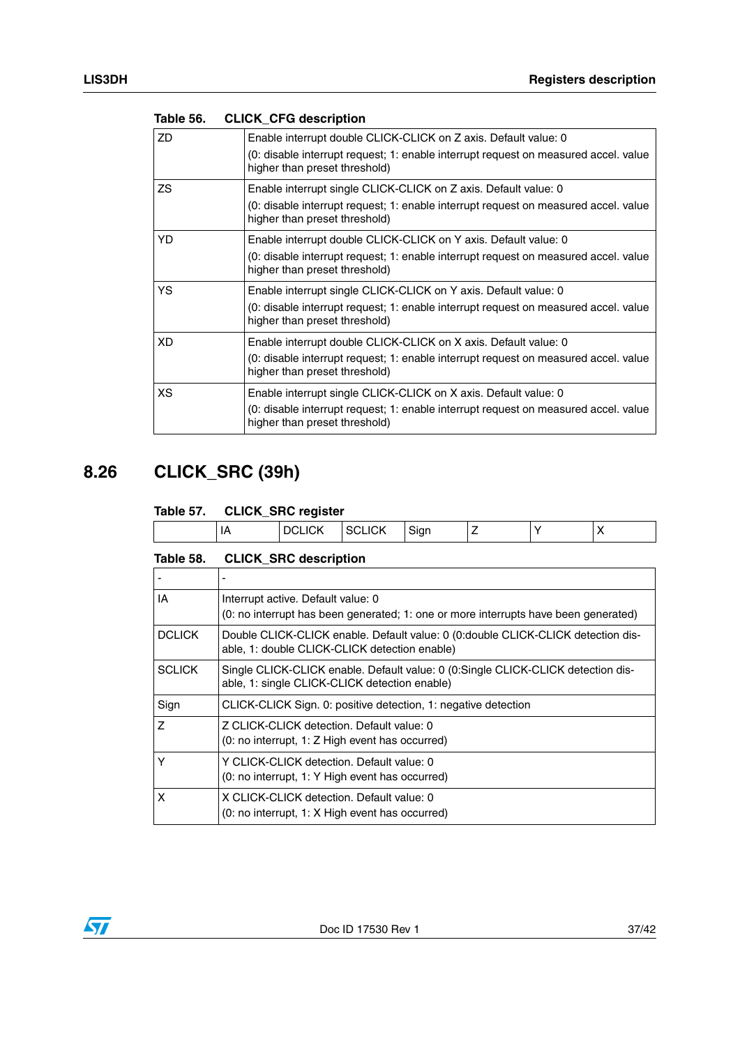Table 56. CLICK_CFG description

| | |
|---|---|
| ZD | Enable interrupt double CLICK-CLICK on Z axis. Default value: 0<br>(0: disable interrupt request; 1: enable interrupt request on measured accel. value higher than preset threshold) |
| ZS | Enable interrupt single CLICK-CLICK on Z axis. Default value: 0<br>(0: disable interrupt request; 1: enable interrupt request on measured accel. value higher than preset threshold) |
| YD | Enable interrupt double CLICK-CLICK on Y axis. Default value: 0<br>(0: disable interrupt request; 1: enable interrupt request on measured accel. value higher than preset threshold) |
| YS | Enable interrupt single CLICK-CLICK on Y axis. Default value: 0<br>(0: disable interrupt request; 1: enable interrupt request on measured accel. value higher than preset threshold) |
| XD | Enable interrupt double CLICK-CLICK on X axis. Default value: 0<br>(0: disable interrupt request; 1: enable interrupt request on measured accel. value higher than preset threshold) |
| XS | Enable interrupt single CLICK-CLICK on X axis. Default value: 0<br>(0: disable interrupt request; 1: enable interrupt request on measured accel. value higher than preset threshold) |

## 8.26 CLICK_SRC (39h)

Table 57. CLICK_SRC register

| | IA | DCLICK | SCLICK | Sign | Z | Y | X |
|---|---|---|---|---|---|---|---|

Table 58. CLICK_SRC description

| | |
|---|---|
| - | - |
| IA | Interrupt active. Default value: 0<br>(0: no interrupt has been generated; 1: one or more interrupts have been generated) |
| DCLICK | Double CLICK-CLICK enable. Default value: 0 (0:double CLICK-CLICK detection disable, 1: double CLICK-CLICK detection enable) |
| SCLICK | Single CLICK-CLICK enable. Default value: 0 (0:Single CLICK-CLICK detection disable, 1: single CLICK-CLICK detection enable) |
| Sign | CLICK-CLICK Sign. 0: positive detection, 1: negative detection |
| Z | Z CLICK-CLICK detection. Default value: 0<br>(0: no interrupt, 1: Z High event has occurred) |
| Y | Y CLICK-CLICK detection. Default value: 0<br>(0: no interrupt, 1: Y High event has occurred) |
| X | X CLICK-CLICK detection. Default value: 0<br>(0: no interrupt, 1: X High event has occurred) |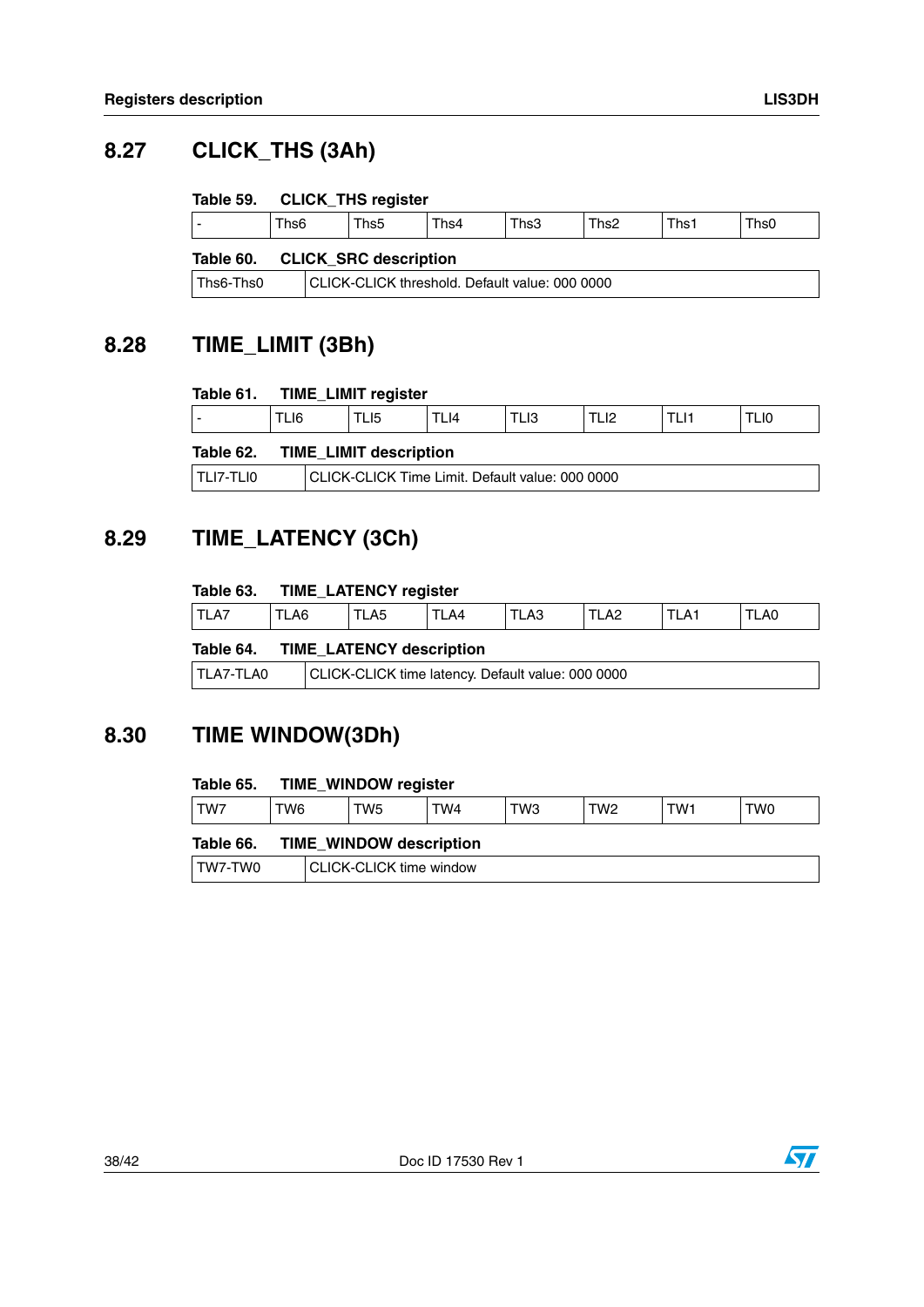## 8.27 CLICK_THS (3Ah)

**Table 59. CLICK_THS register**

| - | Ths6 | Ths5 | Ths4 | Ths3 | Ths2 | Ths1 | Ths0 |
|---|---|---|---|---|---|---|---|

**Table 60. CLICK_SRC description**

| Ths6-Ths0 | CLICK-CLICK threshold. Default value: 000 0000 |
|---|---|

## 8.28 TIME_LIMIT (3Bh)

**Table 61. TIME_LIMIT register**

| - | TLI6 | TLI5 | TLI4 | TLI3 | TLI2 | TLI1 | TLI0 |
|---|---|---|---|---|---|---|---|

**Table 62. TIME_LIMIT description**

| TLI7-TLI0 | CLICK-CLICK Time Limit. Default value: 000 0000 |
|---|---|

## 8.29 TIME_LATENCY (3Ch)

**Table 63. TIME_LATENCY register**

| TLA7 | TLA6 | TLA5 | TLA4 | TLA3 | TLA2 | TLA1 | TLA0 |
|---|---|---|---|---|---|---|---|

**Table 64. TIME_LATENCY description**

| TLA7-TLA0 | CLICK-CLICK time latency. Default value: 000 0000 |
|---|---|

## 8.30 TIME WINDOW(3Dh)

**Table 65. TIME_WINDOW register**

| TW7 | TW6 | TW5 | TW4 | TW3 | TW2 | TW1 | TW0 |
|---|---|---|---|---|---|---|---|

**Table 66. TIME_WINDOW description**

| TW7-TW0 | CLICK-CLICK time window |
|---|---|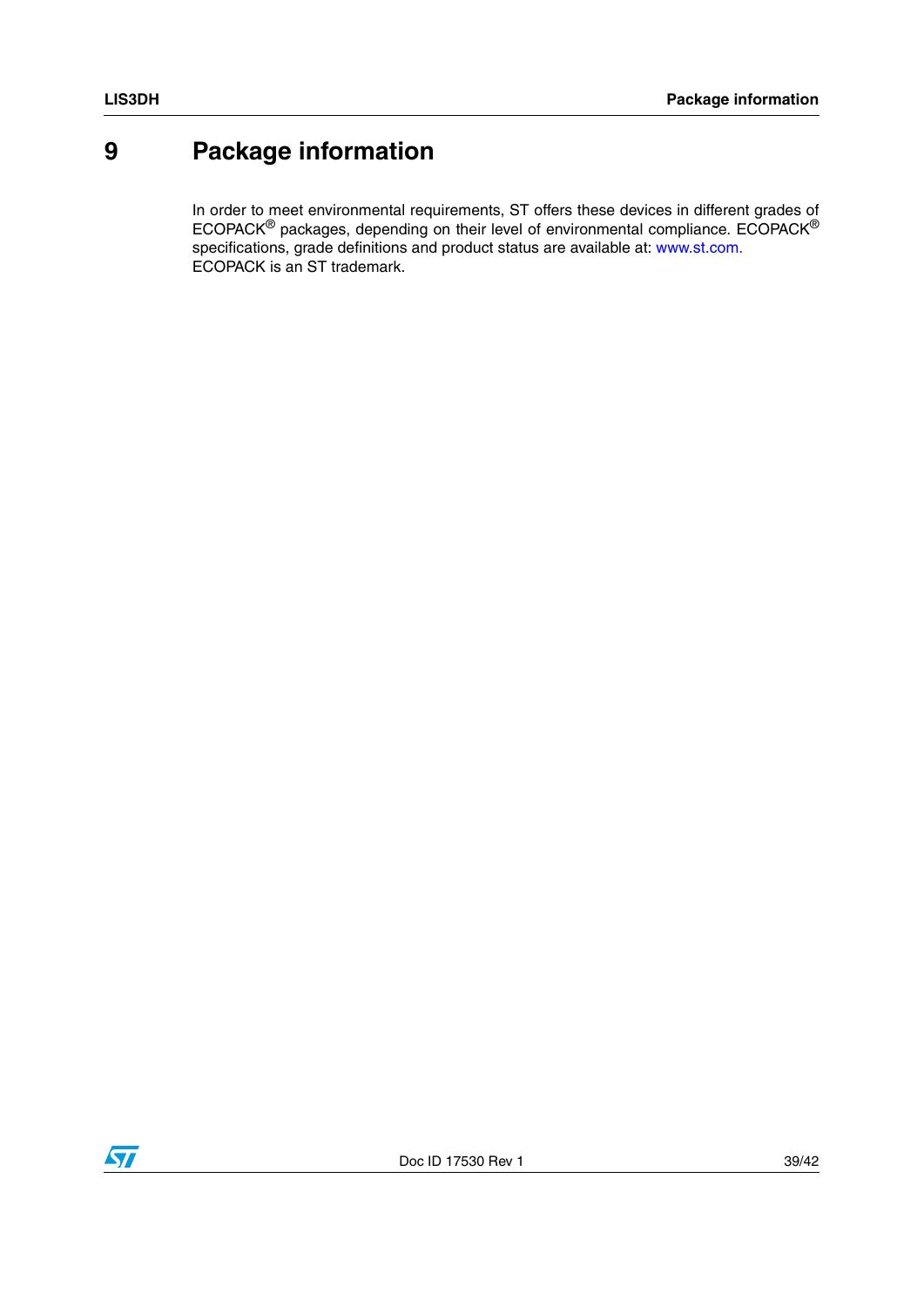# 9 Package information

In order to meet environmental requirements, ST offers these devices in different grades of ECOPACK® packages, depending on their level of environmental compliance. ECOPACK® specifications, grade definitions and product status are available at: www.st.com.
ECOPACK is an ST trademark.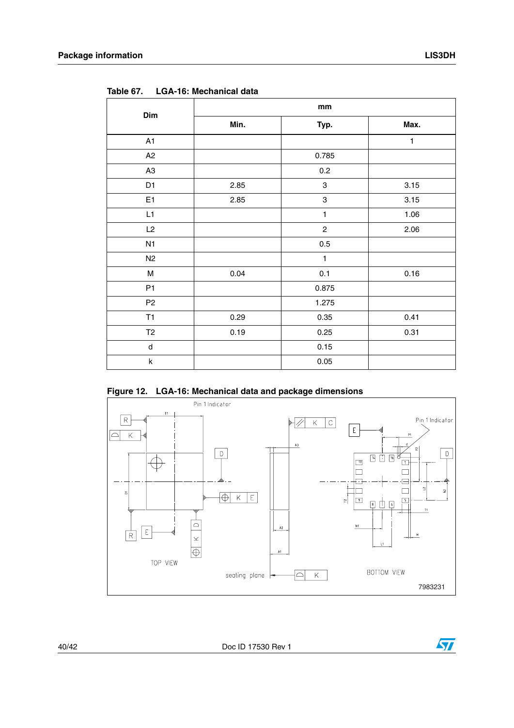Table 67. LGA-16: Mechanical data

| Dim | mm | | |
|---|---|---|---|
| | Min. | Typ. | Max. |
| A1 | | | 1 |
| A2 | | 0.785 | |
| A3 | | 0.2 | |
| D1 | 2.85 | 3 | 3.15 |
| E1 | 2.85 | 3 | 3.15 |
| L1 | | 1 | 1.06 |
| L2 | | 2 | 2.06 |
| N1 | | 0.5 | |
| N2 | | 1 | |
| M | 0.04 | 0.1 | 0.16 |
| P1 | | 0.875 | |
| P2 | | 1.275 | |
| T1 | 0.29 | 0.35 | 0.41 |
| T2 | 0.19 | 0.25 | 0.31 |
| d | | 0.15 | |
| k | | 0.05 | |

Figure 12. LGA-16: Mechanical data and package dimensions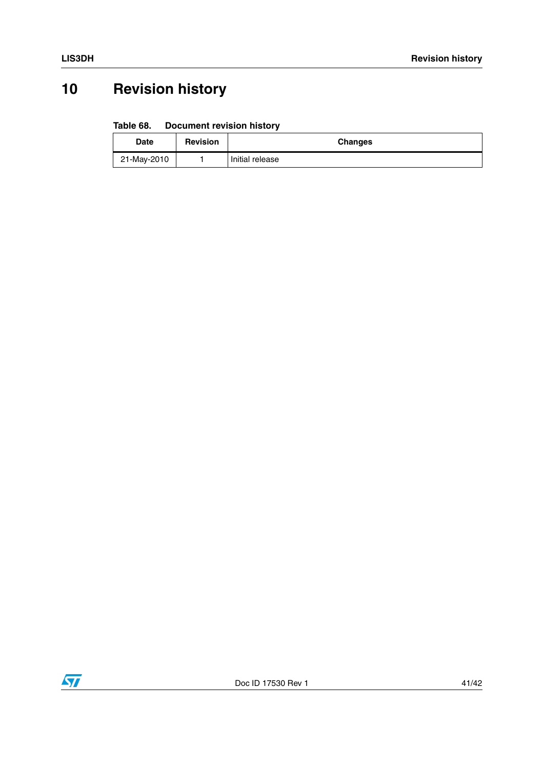# 10 Revision history

**Table 68. Document revision history**

| Date | Revision | Changes |
|---|---|---|
| 21-May-2010 | 1 | Initial release |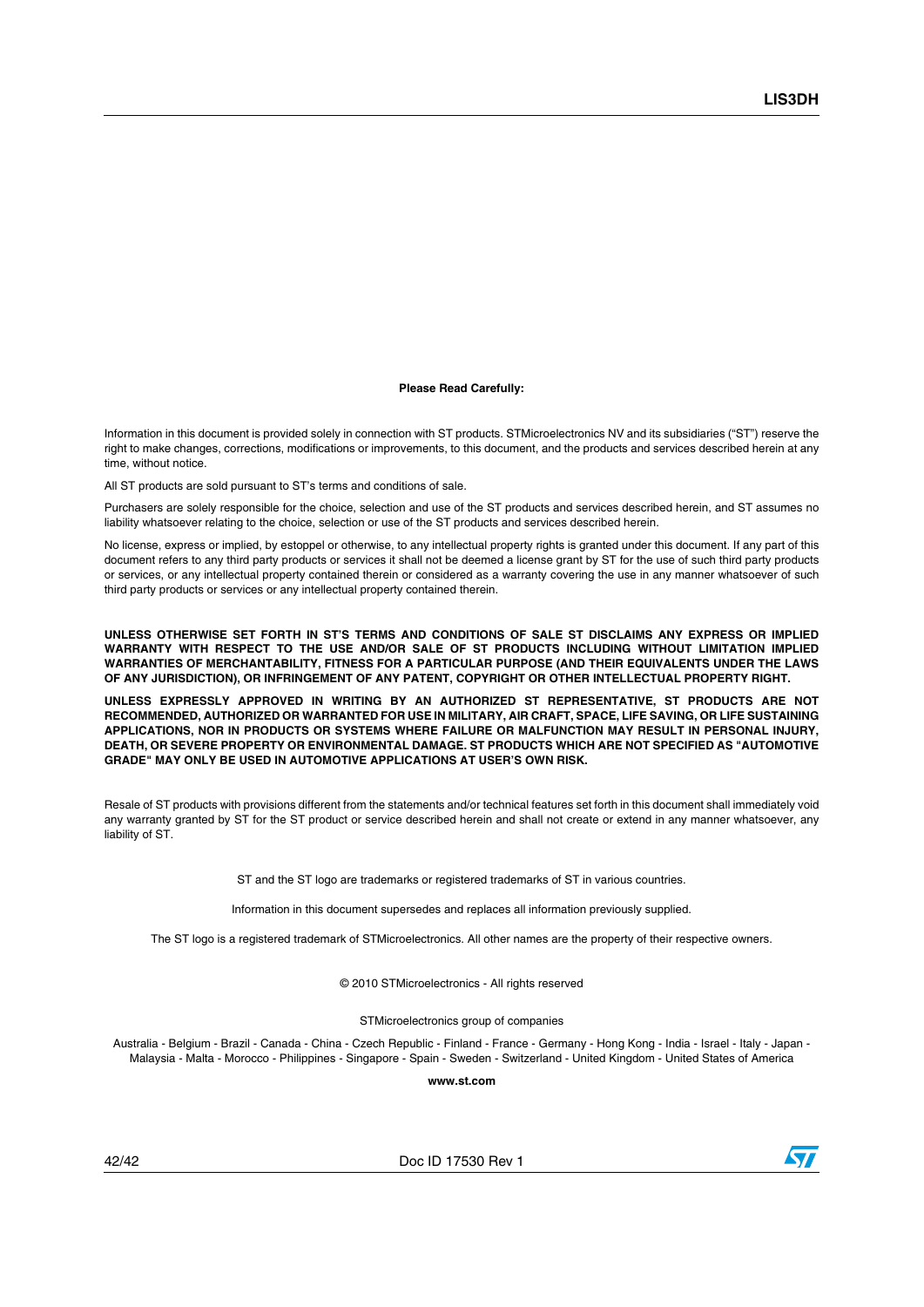**Please Read Carefully:**

Information in this document is provided solely in connection with ST products. STMicroelectronics NV and its subsidiaries ("ST") reserve the right to make changes, corrections, modifications or improvements, to this document, and the products and services described herein at any time, without notice.

All ST products are sold pursuant to ST's terms and conditions of sale.

Purchasers are solely responsible for the choice, selection and use of the ST products and services described herein, and ST assumes no liability whatsoever relating to the choice, selection or use of the ST products and services described herein.

No license, express or implied, by estoppel or otherwise, to any intellectual property rights is granted under this document. If any part of this document refers to any third party products or services it shall not be deemed a license grant by ST for the use of such third party products or services, or any intellectual property contained therein or considered as a warranty covering the use in any manner whatsoever of such third party products or services or any intellectual property contained therein.

**UNLESS OTHERWISE SET FORTH IN ST'S TERMS AND CONDITIONS OF SALE ST DISCLAIMS ANY EXPRESS OR IMPLIED WARRANTY WITH RESPECT TO THE USE AND/OR SALE OF ST PRODUCTS INCLUDING WITHOUT LIMITATION IMPLIED WARRANTIES OF MERCHANTABILITY, FITNESS FOR A PARTICULAR PURPOSE (AND THEIR EQUIVALENTS UNDER THE LAWS OF ANY JURISDICTION), OR INFRINGEMENT OF ANY PATENT, COPYRIGHT OR OTHER INTELLECTUAL PROPERTY RIGHT.**

**UNLESS EXPRESSLY APPROVED IN WRITING BY AN AUTHORIZED ST REPRESENTATIVE, ST PRODUCTS ARE NOT RECOMMENDED, AUTHORIZED OR WARRANTED FOR USE IN MILITARY, AIR CRAFT, SPACE, LIFE SAVING, OR LIFE SUSTAINING APPLICATIONS, NOR IN PRODUCTS OR SYSTEMS WHERE FAILURE OR MALFUNCTION MAY RESULT IN PERSONAL INJURY, DEATH, OR SEVERE PROPERTY OR ENVIRONMENTAL DAMAGE. ST PRODUCTS WHICH ARE NOT SPECIFIED AS "AUTOMOTIVE GRADE" MAY ONLY BE USED IN AUTOMOTIVE APPLICATIONS AT USER'S OWN RISK.**

Resale of ST products with provisions different from the statements and/or technical features set forth in this document shall immediately void any warranty granted by ST for the ST product or service described herein and shall not create or extend in any manner whatsoever, any liability of ST.

ST and the ST logo are trademarks or registered trademarks of ST in various countries.

Information in this document supersedes and replaces all information previously supplied.

The ST logo is a registered trademark of STMicroelectronics. All other names are the property of their respective owners.

© 2010 STMicroelectronics - All rights reserved

STMicroelectronics group of companies

Australia - Belgium - Brazil - Canada - China - Czech Republic - Finland - France - Germany - Hong Kong - India - Israel - Italy - Japan - Malaysia - Malta - Morocco - Philippines - Singapore - Spain - Sweden - Switzerland - United Kingdom - United States of America

**www.st.com**